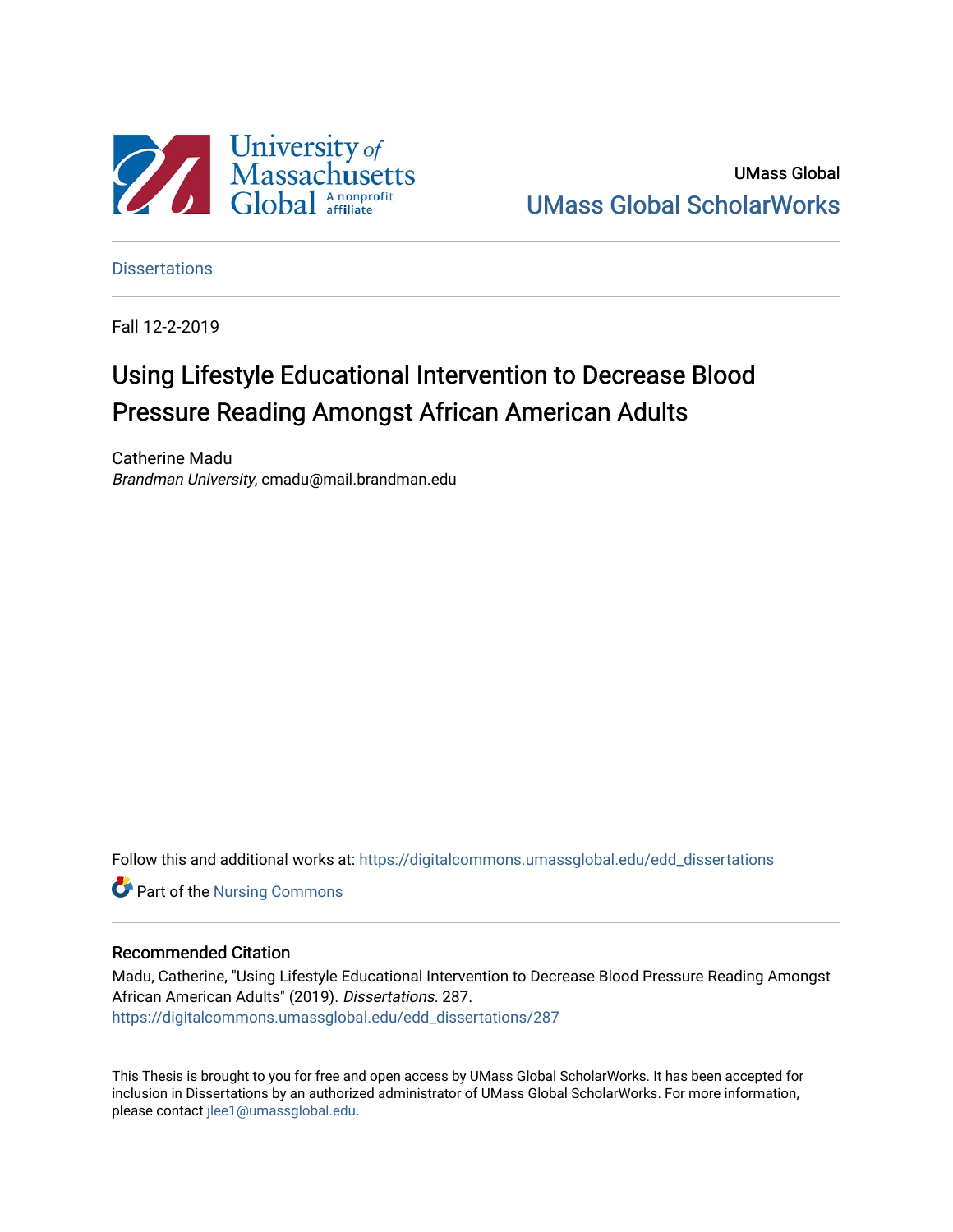University *of* Massachusetts Global A nonprofit affiliate

UMass Global

UMass Global ScholarWorks

Dissertations

Fall 12-2-2019

# Using Lifestyle Educational Intervention to Decrease Blood Pressure Reading Amongst African American Adults

Catherine Madu
*Brandman University*, cmadu@mail.brandman.edu

Follow this and additional works at: https://digitalcommons.umassglobal.edu/edd_dissertations

Part of the Nursing Commons

## Recommended Citation

Madu, Catherine, "Using Lifestyle Educational Intervention to Decrease Blood Pressure Reading Amongst African American Adults" (2019). *Dissertations*. 287.
https://digitalcommons.umassglobal.edu/edd_dissertations/287

This Thesis is brought to you for free and open access by UMass Global ScholarWorks. It has been accepted for inclusion in Dissertations by an authorized administrator of UMass Global ScholarWorks. For more information, please contact jlee1@umassglobal.edu.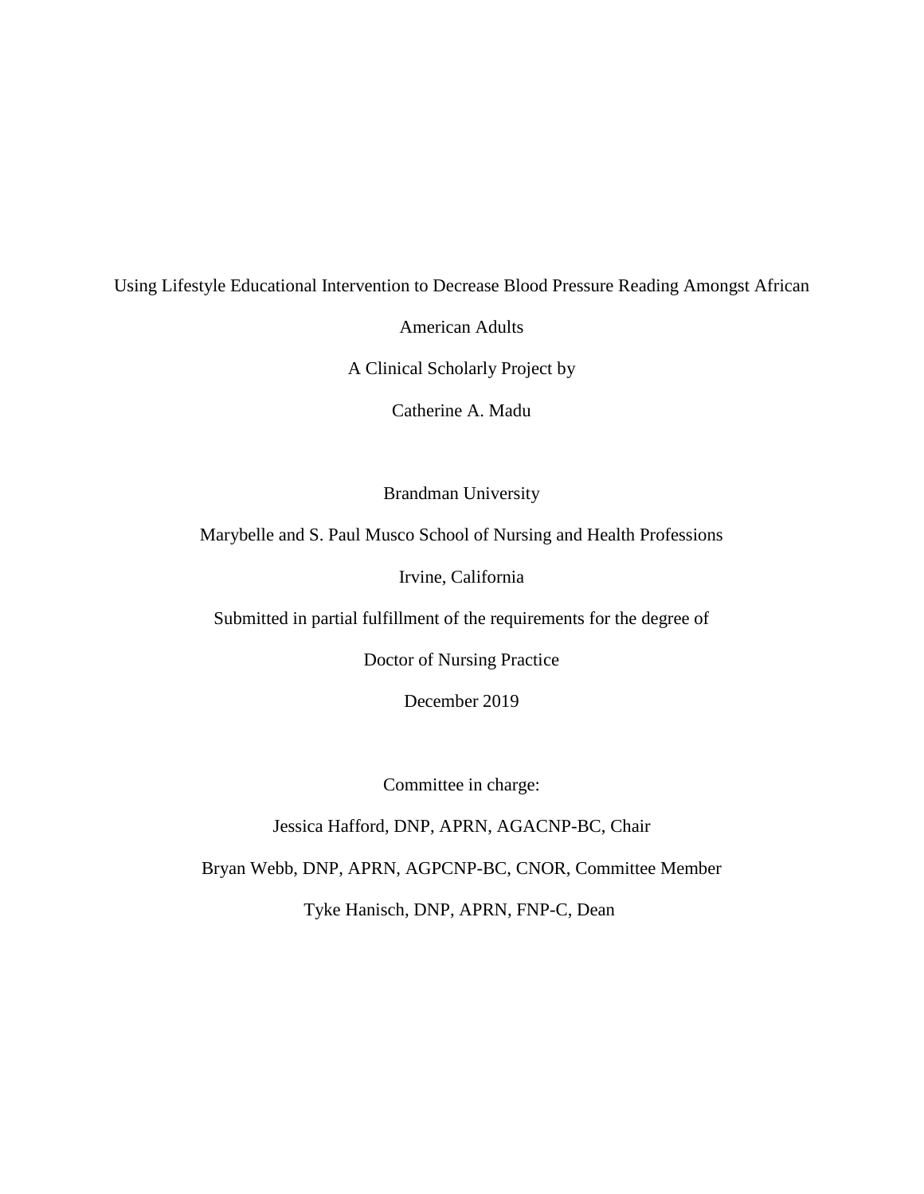Using Lifestyle Educational Intervention to Decrease Blood Pressure Reading Amongst African American Adults

A Clinical Scholarly Project by

Catherine A. Madu

Brandman University

Marybelle and S. Paul Musco School of Nursing and Health Professions

Irvine, California

Submitted in partial fulfillment of the requirements for the degree of

Doctor of Nursing Practice

December 2019

Committee in charge:

Jessica Hafford, DNP, APRN, AGACNP-BC, Chair

Bryan Webb, DNP, APRN, AGPCNP-BC, CNOR, Committee Member

Tyke Hanisch, DNP, APRN, FNP-C, Dean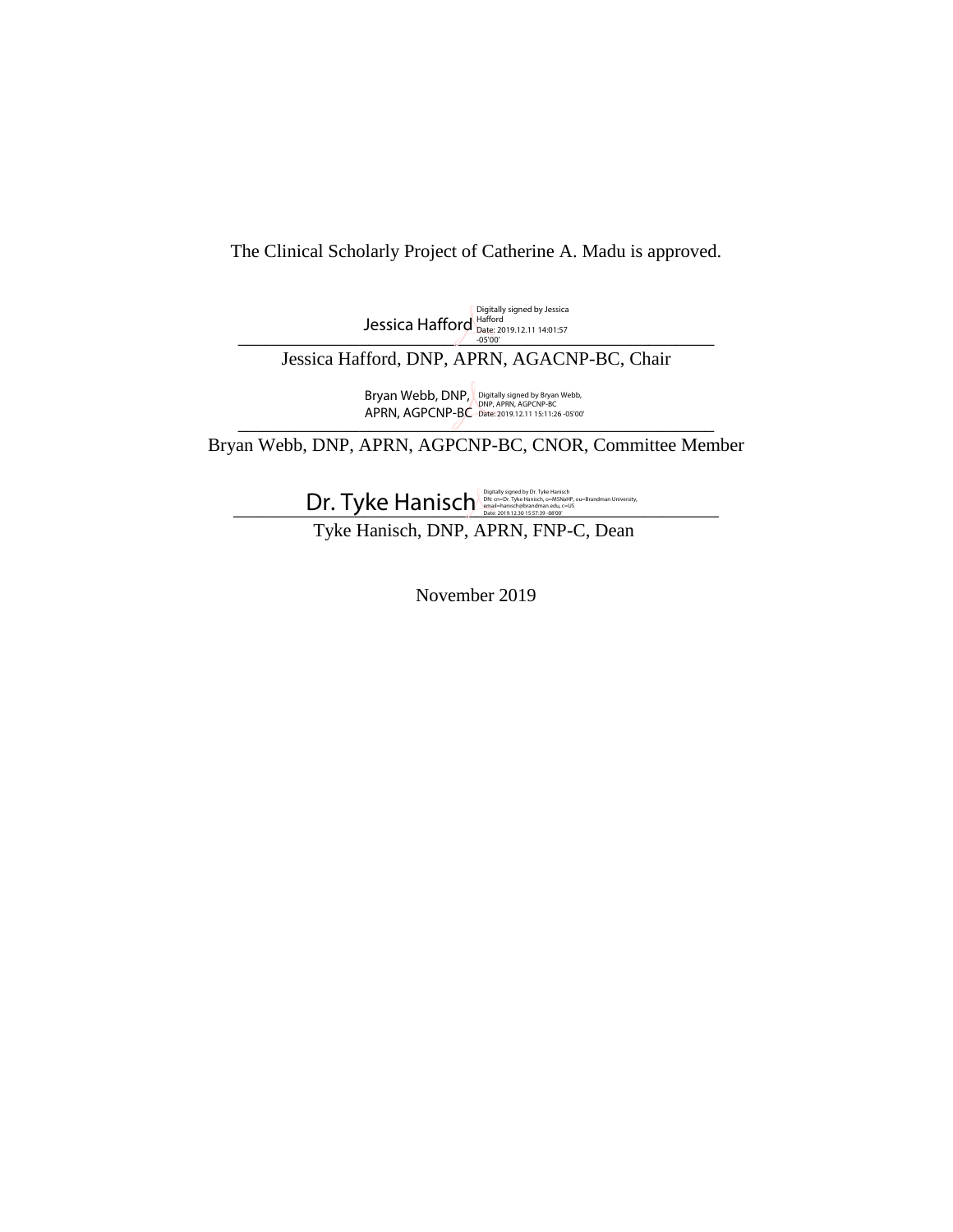The Clinical Scholarly Project of Catherine A. Madu is approved.

Jessica Hafford Digitally signed by Jessica Hafford Date: 2019.12.11 14:01:57 -05'00'

Jessica Hafford, DNP, APRN, AGACNP-BC, Chair

Bryan Webb, DNP, APRN, AGPCNP-BC Digitally signed by Bryan Webb, DNP, APRN, AGPCNP-BC Date: 2019.12.11 15:11:26 -05'00'

Bryan Webb, DNP, APRN, AGPCNP-BC, CNOR, Committee Member

Dr. Tyke Hanisch Digitally signed by Dr. Tyke Hanisch DN: cn=Dr. Tyke Hanisch, o=MSNaHP, ou=Brandman University, email=hanisch@brandman.edu, c=US Date: 2019.12.30 15:57:39 -08'00'

Tyke Hanisch, DNP, APRN, FNP-C, Dean

November 2019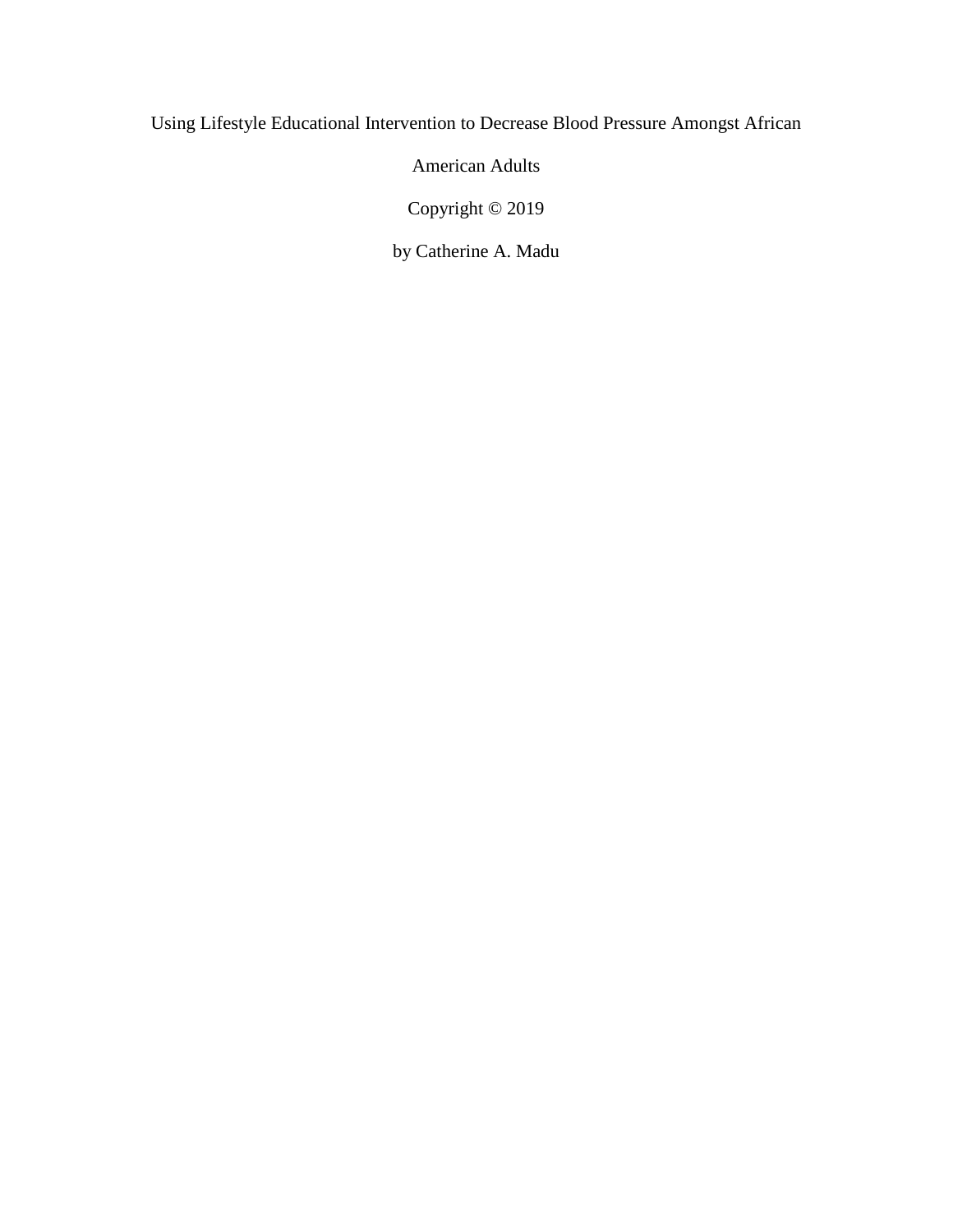Using Lifestyle Educational Intervention to Decrease Blood Pressure Amongst African American Adults

Copyright © 2019

by Catherine A. Madu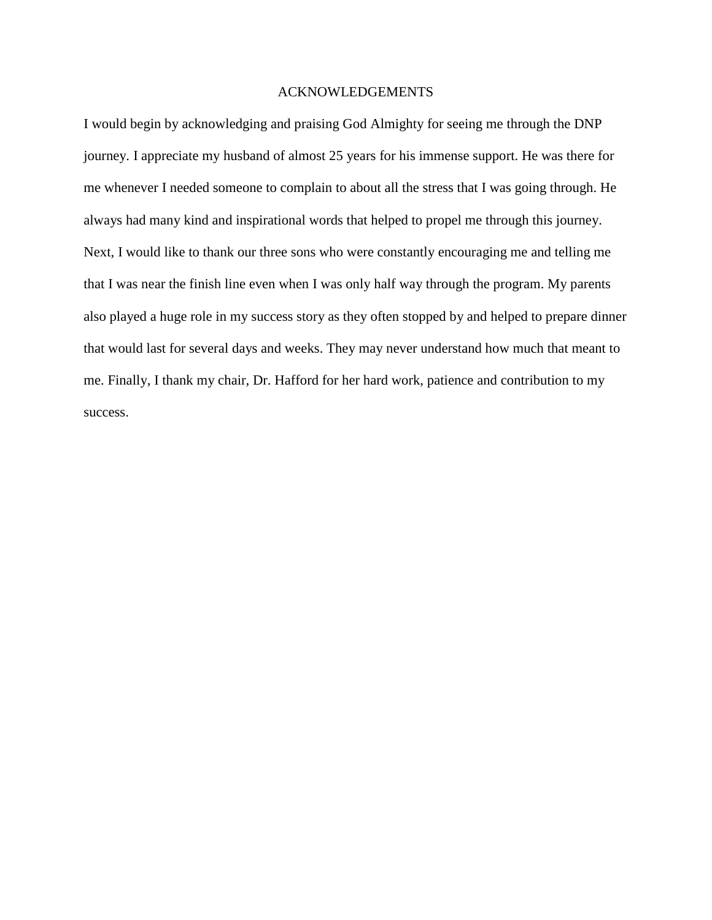# ACKNOWLEDGEMENTS

I would begin by acknowledging and praising God Almighty for seeing me through the DNP journey. I appreciate my husband of almost 25 years for his immense support. He was there for me whenever I needed someone to complain to about all the stress that I was going through. He always had many kind and inspirational words that helped to propel me through this journey. Next, I would like to thank our three sons who were constantly encouraging me and telling me that I was near the finish line even when I was only half way through the program. My parents also played a huge role in my success story as they often stopped by and helped to prepare dinner that would last for several days and weeks. They may never understand how much that meant to me. Finally, I thank my chair, Dr. Hafford for her hard work, patience and contribution to my success.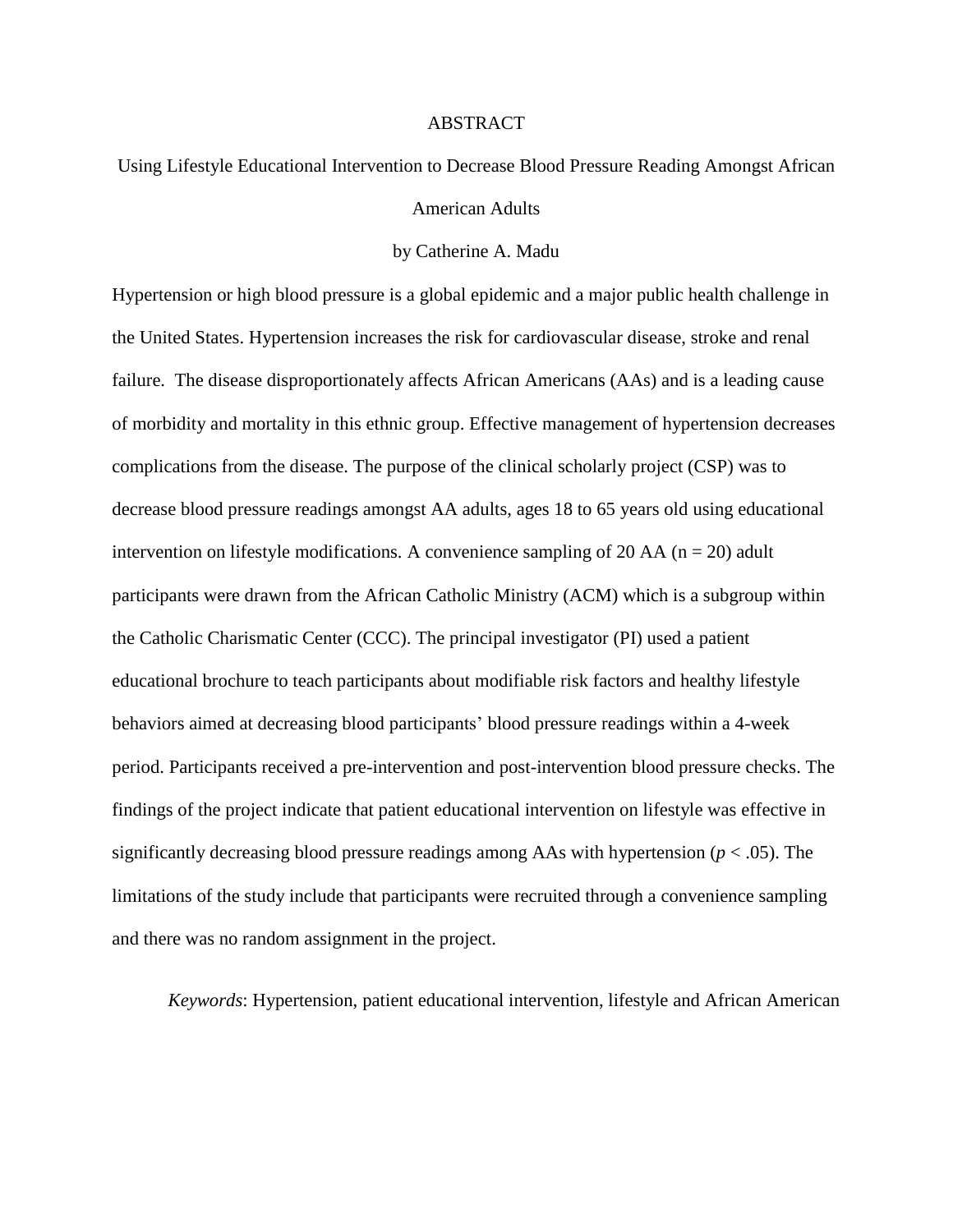# ABSTRACT

## Using Lifestyle Educational Intervention to Decrease Blood Pressure Reading Amongst African American Adults

by Catherine A. Madu

Hypertension or high blood pressure is a global epidemic and a major public health challenge in the United States. Hypertension increases the risk for cardiovascular disease, stroke and renal failure. The disease disproportionately affects African Americans (AAs) and is a leading cause of morbidity and mortality in this ethnic group. Effective management of hypertension decreases complications from the disease. The purpose of the clinical scholarly project (CSP) was to decrease blood pressure readings amongst AA adults, ages 18 to 65 years old using educational intervention on lifestyle modifications. A convenience sampling of 20 AA ($n = 20$) adult participants were drawn from the African Catholic Ministry (ACM) which is a subgroup within the Catholic Charismatic Center (CCC). The principal investigator (PI) used a patient educational brochure to teach participants about modifiable risk factors and healthy lifestyle behaviors aimed at decreasing blood participants' blood pressure readings within a 4-week period. Participants received a pre-intervention and post-intervention blood pressure checks. The findings of the project indicate that patient educational intervention on lifestyle was effective in significantly decreasing blood pressure readings among AAs with hypertension ($p < .05$). The limitations of the study include that participants were recruited through a convenience sampling and there was no random assignment in the project.

*Keywords*: Hypertension, patient educational intervention, lifestyle and African American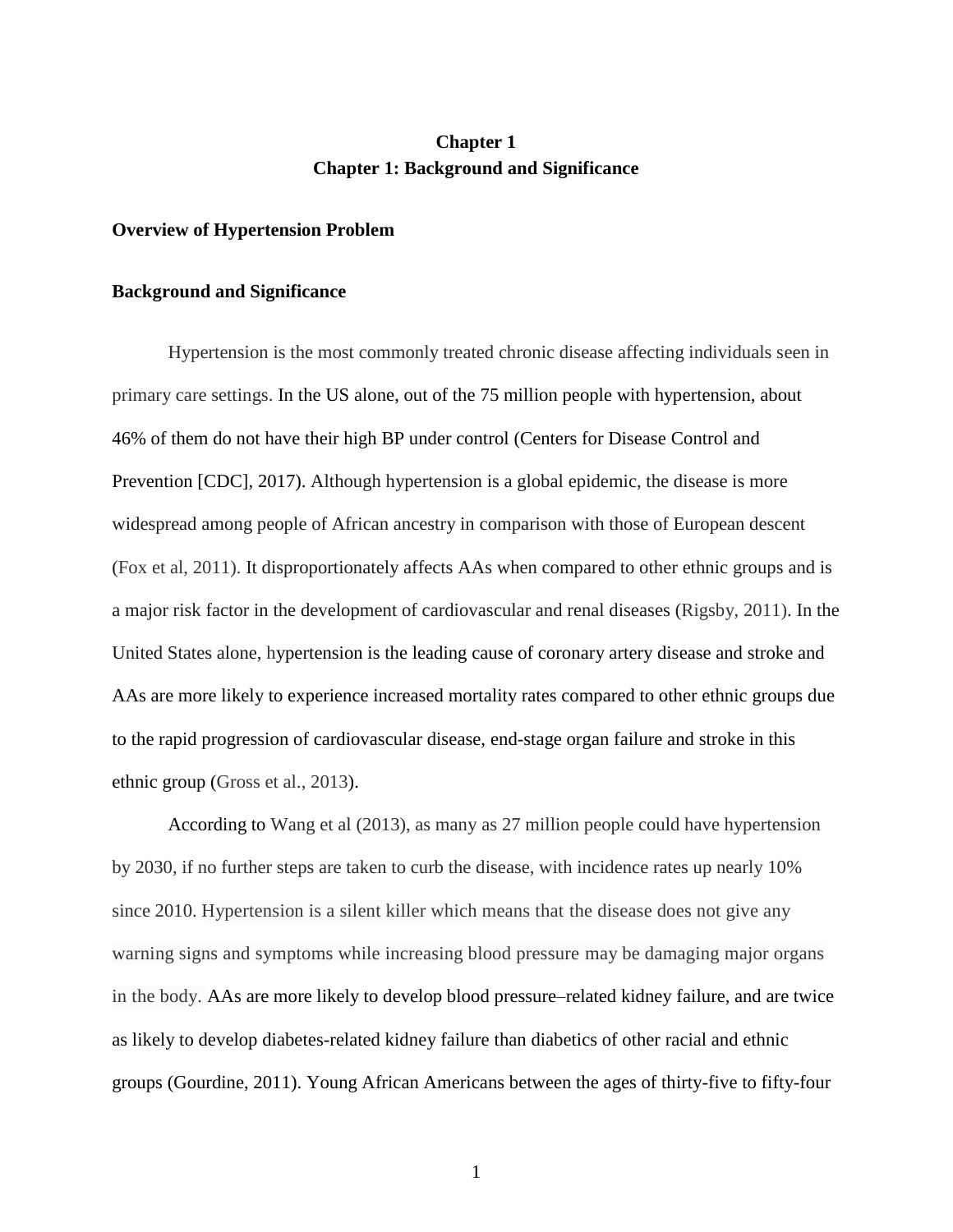# Chapter 1
# Chapter 1: Background and Significance

## Overview of Hypertension Problem

## Background and Significance

Hypertension is the most commonly treated chronic disease affecting individuals seen in primary care settings. In the US alone, out of the 75 million people with hypertension, about 46% of them do not have their high BP under control (Centers for Disease Control and Prevention [CDC], 2017). Although hypertension is a global epidemic, the disease is more widespread among people of African ancestry in comparison with those of European descent (Fox et al, 2011). It disproportionately affects AAs when compared to other ethnic groups and is a major risk factor in the development of cardiovascular and renal diseases (Rigsby, 2011). In the United States alone, hypertension is the leading cause of coronary artery disease and stroke and AAs are more likely to experience increased mortality rates compared to other ethnic groups due to the rapid progression of cardiovascular disease, end-stage organ failure and stroke in this ethnic group (Gross et al., 2013).

According to Wang et al (2013), as many as 27 million people could have hypertension by 2030, if no further steps are taken to curb the disease, with incidence rates up nearly 10% since 2010. Hypertension is a silent killer which means that the disease does not give any warning signs and symptoms while increasing blood pressure may be damaging major organs in the body. AAs are more likely to develop blood pressure–related kidney failure, and are twice as likely to develop diabetes-related kidney failure than diabetics of other racial and ethnic groups (Gourdine, 2011). Young African Americans between the ages of thirty-five to fifty-four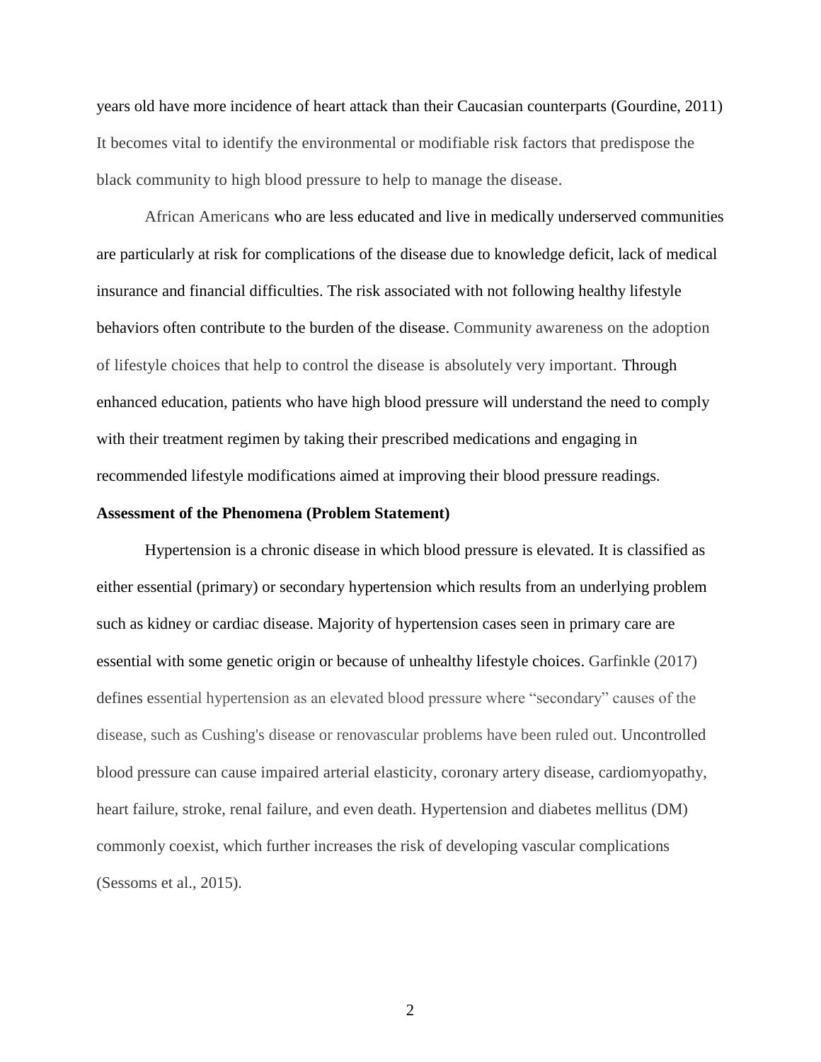years old have more incidence of heart attack than their Caucasian counterparts (Gourdine, 2011) It becomes vital to identify the environmental or modifiable risk factors that predispose the black community to high blood pressure to help to manage the disease.

African Americans who are less educated and live in medically underserved communities are particularly at risk for complications of the disease due to knowledge deficit, lack of medical insurance and financial difficulties. The risk associated with not following healthy lifestyle behaviors often contribute to the burden of the disease. Community awareness on the adoption of lifestyle choices that help to control the disease is absolutely very important. Through enhanced education, patients who have high blood pressure will understand the need to comply with their treatment regimen by taking their prescribed medications and engaging in recommended lifestyle modifications aimed at improving their blood pressure readings.

**Assessment of the Phenomena (Problem Statement)**

Hypertension is a chronic disease in which blood pressure is elevated. It is classified as either essential (primary) or secondary hypertension which results from an underlying problem such as kidney or cardiac disease. Majority of hypertension cases seen in primary care are essential with some genetic origin or because of unhealthy lifestyle choices. Garfinkle (2017) defines essential hypertension as an elevated blood pressure where "secondary" causes of the disease, such as Cushing's disease or renovascular problems have been ruled out. Uncontrolled blood pressure can cause impaired arterial elasticity, coronary artery disease, cardiomyopathy, heart failure, stroke, renal failure, and even death. Hypertension and diabetes mellitus (DM) commonly coexist, which further increases the risk of developing vascular complications (Sessoms et al., 2015).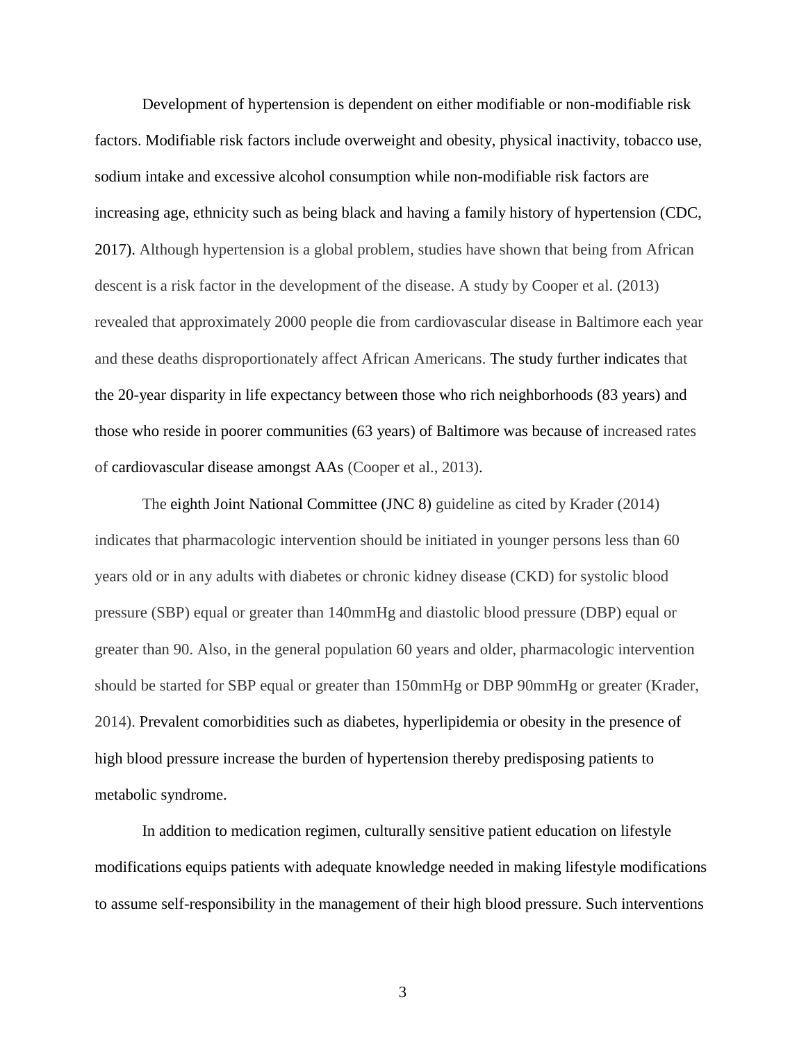Development of hypertension is dependent on either modifiable or non-modifiable risk factors. Modifiable risk factors include overweight and obesity, physical inactivity, tobacco use, sodium intake and excessive alcohol consumption while non-modifiable risk factors are increasing age, ethnicity such as being black and having a family history of hypertension (CDC, 2017). Although hypertension is a global problem, studies have shown that being from African descent is a risk factor in the development of the disease. A study by Cooper et al. (2013) revealed that approximately 2000 people die from cardiovascular disease in Baltimore each year and these deaths disproportionately affect African Americans. The study further indicates that the 20-year disparity in life expectancy between those who rich neighborhoods (83 years) and those who reside in poorer communities (63 years) of Baltimore was because of increased rates of cardiovascular disease amongst AAs (Cooper et al., 2013).

The eighth Joint National Committee (JNC 8) guideline as cited by Krader (2014) indicates that pharmacologic intervention should be initiated in younger persons less than 60 years old or in any adults with diabetes or chronic kidney disease (CKD) for systolic blood pressure (SBP) equal or greater than 140mmHg and diastolic blood pressure (DBP) equal or greater than 90. Also, in the general population 60 years and older, pharmacologic intervention should be started for SBP equal or greater than 150mmHg or DBP 90mmHg or greater (Krader, 2014). Prevalent comorbidities such as diabetes, hyperlipidemia or obesity in the presence of high blood pressure increase the burden of hypertension thereby predisposing patients to metabolic syndrome.

In addition to medication regimen, culturally sensitive patient education on lifestyle modifications equips patients with adequate knowledge needed in making lifestyle modifications to assume self-responsibility in the management of their high blood pressure. Such interventions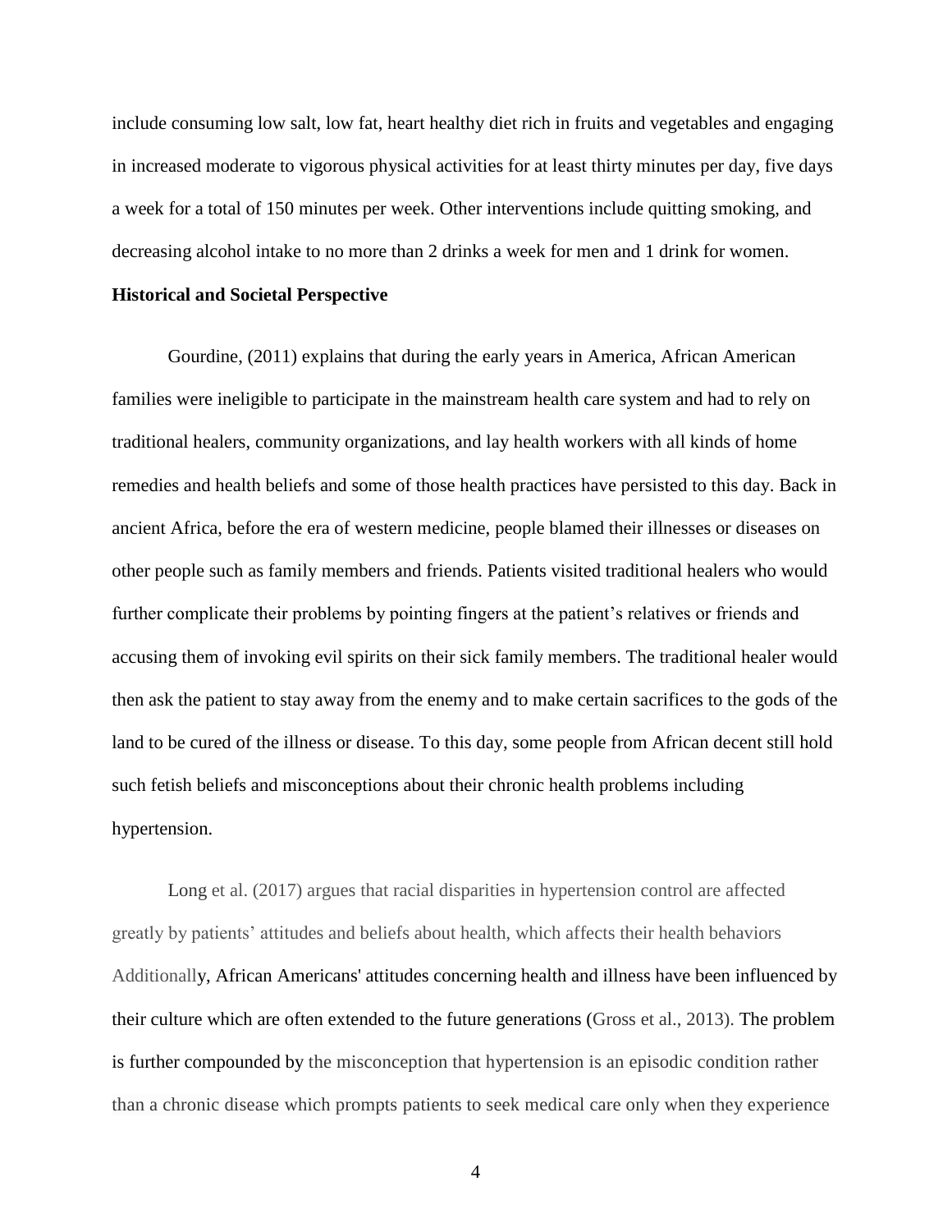include consuming low salt, low fat, heart healthy diet rich in fruits and vegetables and engaging in increased moderate to vigorous physical activities for at least thirty minutes per day, five days a week for a total of 150 minutes per week. Other interventions include quitting smoking, and decreasing alcohol intake to no more than 2 drinks a week for men and 1 drink for women.

**Historical and Societal Perspective**

Gourdine, (2011) explains that during the early years in America, African American families were ineligible to participate in the mainstream health care system and had to rely on traditional healers, community organizations, and lay health workers with all kinds of home remedies and health beliefs and some of those health practices have persisted to this day. Back in ancient Africa, before the era of western medicine, people blamed their illnesses or diseases on other people such as family members and friends. Patients visited traditional healers who would further complicate their problems by pointing fingers at the patient's relatives or friends and accusing them of invoking evil spirits on their sick family members. The traditional healer would then ask the patient to stay away from the enemy and to make certain sacrifices to the gods of the land to be cured of the illness or disease. To this day, some people from African decent still hold such fetish beliefs and misconceptions about their chronic health problems including hypertension.

Long et al. (2017) argues that racial disparities in hypertension control are affected greatly by patients' attitudes and beliefs about health, which affects their health behaviors Additionally, African Americans' attitudes concerning health and illness have been influenced by their culture which are often extended to the future generations (Gross et al., 2013). The problem is further compounded by the misconception that hypertension is an episodic condition rather than a chronic disease which prompts patients to seek medical care only when they experience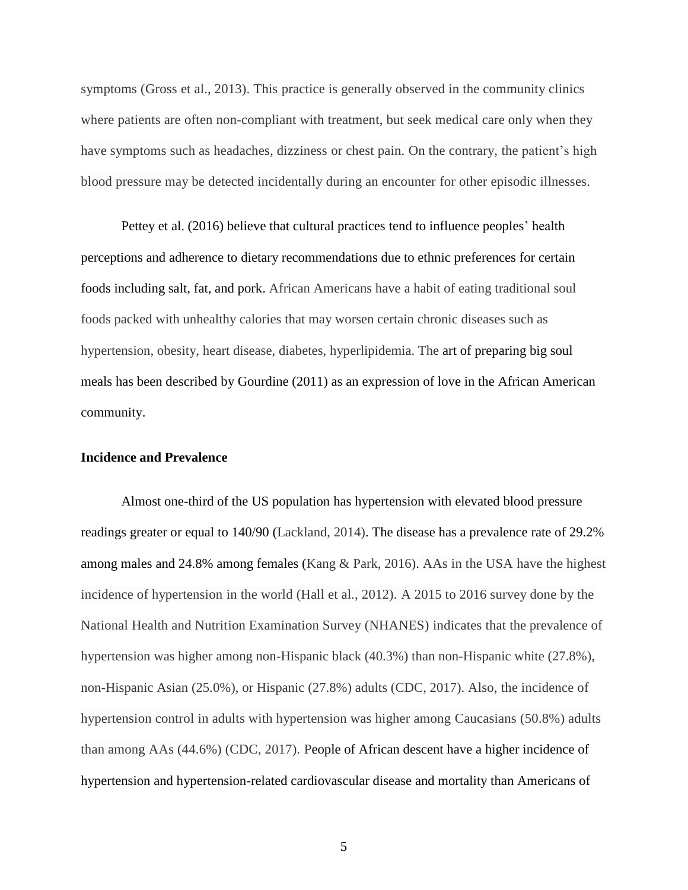symptoms (Gross et al., 2013). This practice is generally observed in the community clinics where patients are often non-compliant with treatment, but seek medical care only when they have symptoms such as headaches, dizziness or chest pain. On the contrary, the patient's high blood pressure may be detected incidentally during an encounter for other episodic illnesses.

Pettey et al. (2016) believe that cultural practices tend to influence peoples' health perceptions and adherence to dietary recommendations due to ethnic preferences for certain foods including salt, fat, and pork. African Americans have a habit of eating traditional soul foods packed with unhealthy calories that may worsen certain chronic diseases such as hypertension, obesity, heart disease, diabetes, hyperlipidemia. The art of preparing big soul meals has been described by Gourdine (2011) as an expression of love in the African American community.

**Incidence and Prevalence**

Almost one-third of the US population has hypertension with elevated blood pressure readings greater or equal to 140/90 (Lackland, 2014). The disease has a prevalence rate of 29.2% among males and 24.8% among females (Kang & Park, 2016). AAs in the USA have the highest incidence of hypertension in the world (Hall et al., 2012). A 2015 to 2016 survey done by the National Health and Nutrition Examination Survey (NHANES) indicates that the prevalence of hypertension was higher among non-Hispanic black (40.3%) than non-Hispanic white (27.8%), non-Hispanic Asian (25.0%), or Hispanic (27.8%) adults (CDC, 2017). Also, the incidence of hypertension control in adults with hypertension was higher among Caucasians (50.8%) adults than among AAs (44.6%) (CDC, 2017). People of African descent have a higher incidence of hypertension and hypertension-related cardiovascular disease and mortality than Americans of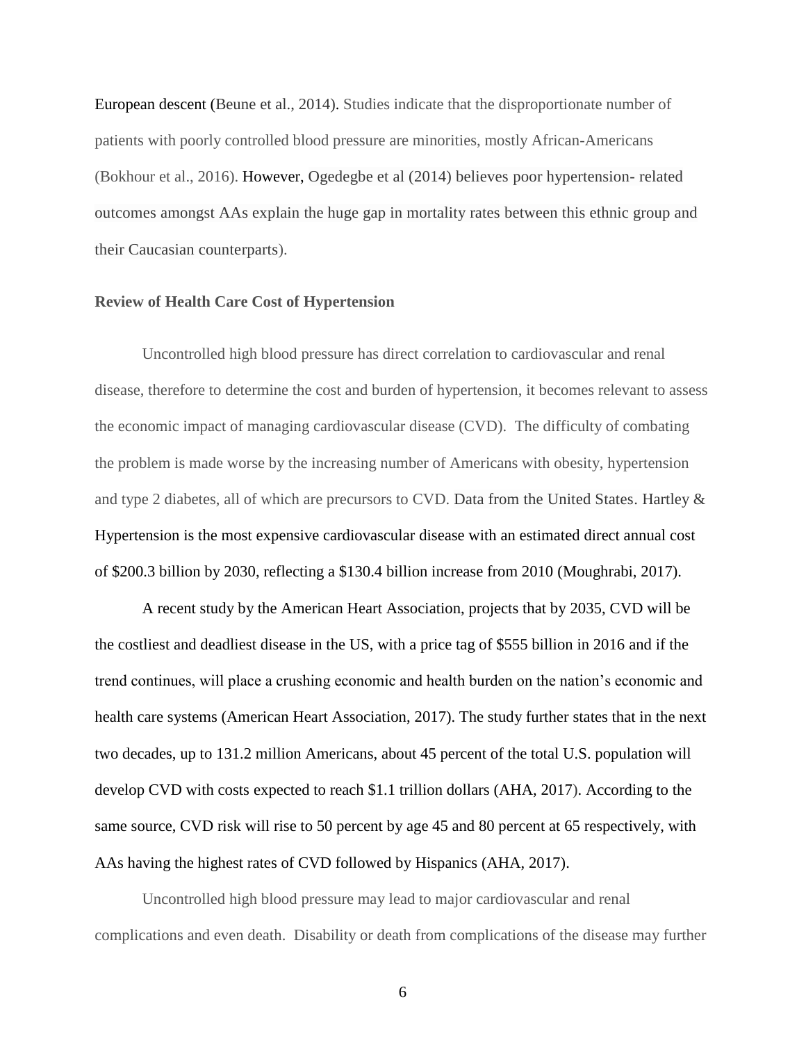European descent (Beune et al., 2014). Studies indicate that the disproportionate number of patients with poorly controlled blood pressure are minorities, mostly African-Americans (Bokhour et al., 2016). However, Ogedegbe et al (2014) believes poor hypertension- related outcomes amongst AAs explain the huge gap in mortality rates between this ethnic group and their Caucasian counterparts).

**Review of Health Care Cost of Hypertension**

Uncontrolled high blood pressure has direct correlation to cardiovascular and renal disease, therefore to determine the cost and burden of hypertension, it becomes relevant to assess the economic impact of managing cardiovascular disease (CVD). The difficulty of combating the problem is made worse by the increasing number of Americans with obesity, hypertension and type 2 diabetes, all of which are precursors to CVD. Data from the United States. Hartley & Hypertension is the most expensive cardiovascular disease with an estimated direct annual cost of $200.3 billion by 2030, reflecting a $130.4 billion increase from 2010 (Moughrabi, 2017).

A recent study by the American Heart Association, projects that by 2035, CVD will be the costliest and deadliest disease in the US, with a price tag of $555 billion in 2016 and if the trend continues, will place a crushing economic and health burden on the nation's economic and health care systems (American Heart Association, 2017). The study further states that in the next two decades, up to 131.2 million Americans, about 45 percent of the total U.S. population will develop CVD with costs expected to reach $1.1 trillion dollars (AHA, 2017). According to the same source, CVD risk will rise to 50 percent by age 45 and 80 percent at 65 respectively, with AAs having the highest rates of CVD followed by Hispanics (AHA, 2017).

Uncontrolled high blood pressure may lead to major cardiovascular and renal complications and even death. Disability or death from complications of the disease may further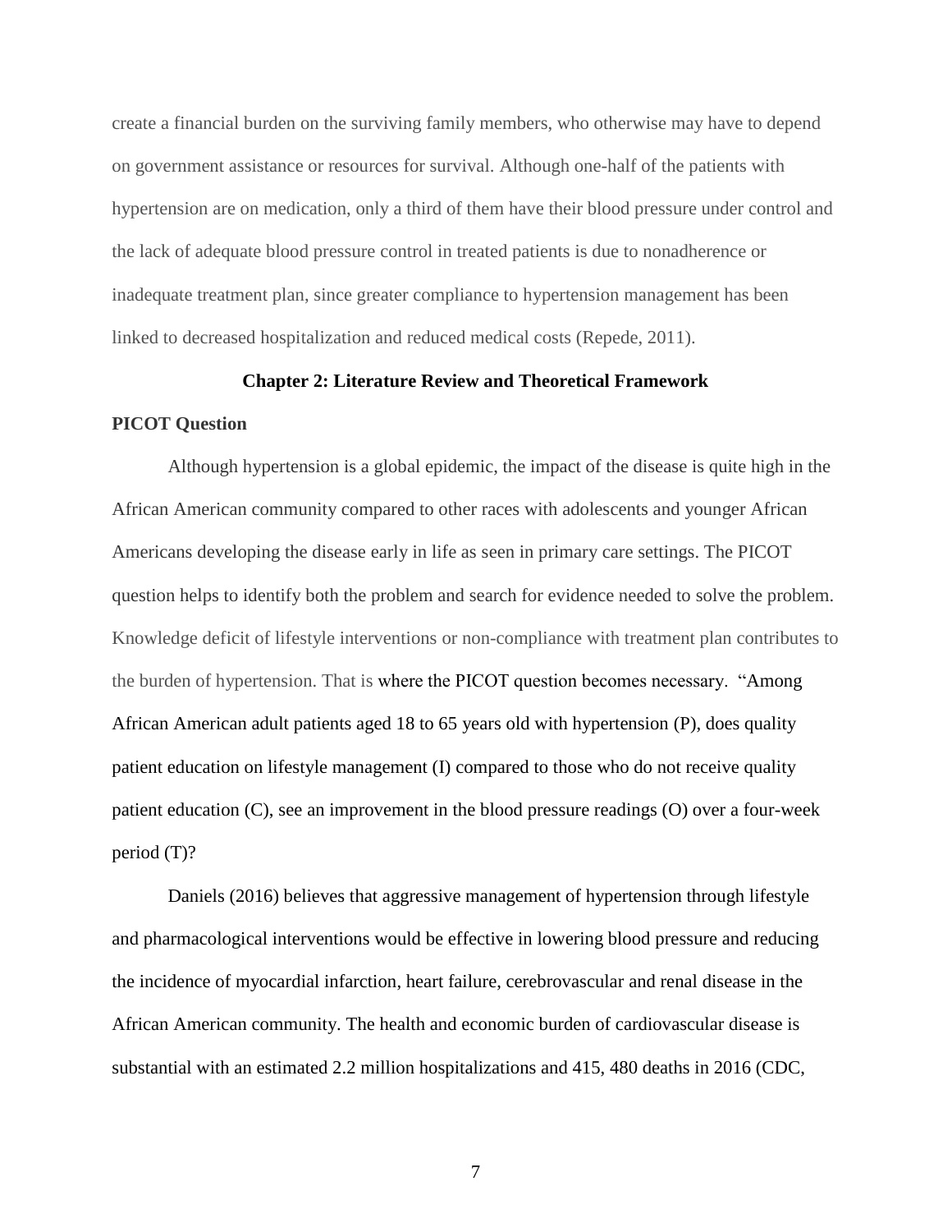create a financial burden on the surviving family members, who otherwise may have to depend on government assistance or resources for survival. Although one-half of the patients with hypertension are on medication, only a third of them have their blood pressure under control and the lack of adequate blood pressure control in treated patients is due to nonadherence or inadequate treatment plan, since greater compliance to hypertension management has been linked to decreased hospitalization and reduced medical costs (Repede, 2011).

## Chapter 2: Literature Review and Theoretical Framework

### PICOT Question

Although hypertension is a global epidemic, the impact of the disease is quite high in the African American community compared to other races with adolescents and younger African Americans developing the disease early in life as seen in primary care settings. The PICOT question helps to identify both the problem and search for evidence needed to solve the problem. Knowledge deficit of lifestyle interventions or non-compliance with treatment plan contributes to the burden of hypertension. That is where the PICOT question becomes necessary. "Among African American adult patients aged 18 to 65 years old with hypertension (P), does quality patient education on lifestyle management (I) compared to those who do not receive quality patient education (C), see an improvement in the blood pressure readings (O) over a four-week period (T)?

Daniels (2016) believes that aggressive management of hypertension through lifestyle and pharmacological interventions would be effective in lowering blood pressure and reducing the incidence of myocardial infarction, heart failure, cerebrovascular and renal disease in the African American community. The health and economic burden of cardiovascular disease is substantial with an estimated 2.2 million hospitalizations and 415, 480 deaths in 2016 (CDC,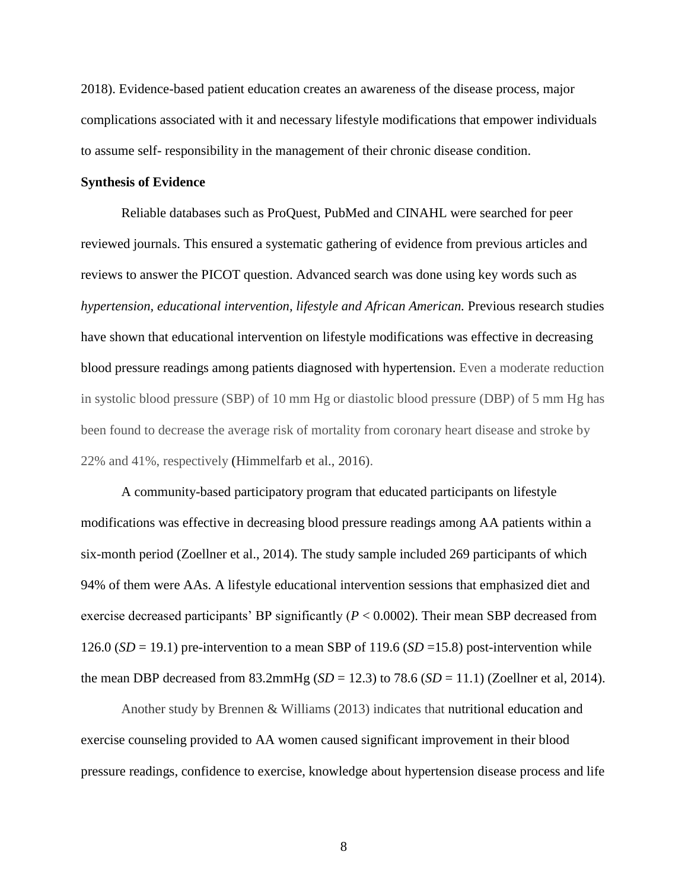2018). Evidence-based patient education creates an awareness of the disease process, major complications associated with it and necessary lifestyle modifications that empower individuals to assume self- responsibility in the management of their chronic disease condition.

**Synthesis of Evidence**

Reliable databases such as ProQuest, PubMed and CINAHL were searched for peer reviewed journals. This ensured a systematic gathering of evidence from previous articles and reviews to answer the PICOT question. Advanced search was done using key words such as *hypertension, educational intervention, lifestyle and African American.* Previous research studies have shown that educational intervention on lifestyle modifications was effective in decreasing blood pressure readings among patients diagnosed with hypertension. Even a moderate reduction in systolic blood pressure (SBP) of 10 mm Hg or diastolic blood pressure (DBP) of 5 mm Hg has been found to decrease the average risk of mortality from coronary heart disease and stroke by 22% and 41%, respectively (Himmelfarb et al., 2016).

A community-based participatory program that educated participants on lifestyle modifications was effective in decreasing blood pressure readings among AA patients within a six-month period (Zoellner et al., 2014). The study sample included 269 participants of which 94% of them were AAs. A lifestyle educational intervention sessions that emphasized diet and exercise decreased participants' BP significantly ($P < 0.0002$). Their mean SBP decreased from 126.0 ($SD = 19.1$) pre-intervention to a mean SBP of 119.6 ($SD = 15.8$) post-intervention while the mean DBP decreased from 83.2mmHg ($SD = 12.3$) to 78.6 ($SD = 11.1$) (Zoellner et al, 2014).

Another study by Brennen & Williams (2013) indicates that nutritional education and exercise counseling provided to AA women caused significant improvement in their blood pressure readings, confidence to exercise, knowledge about hypertension disease process and life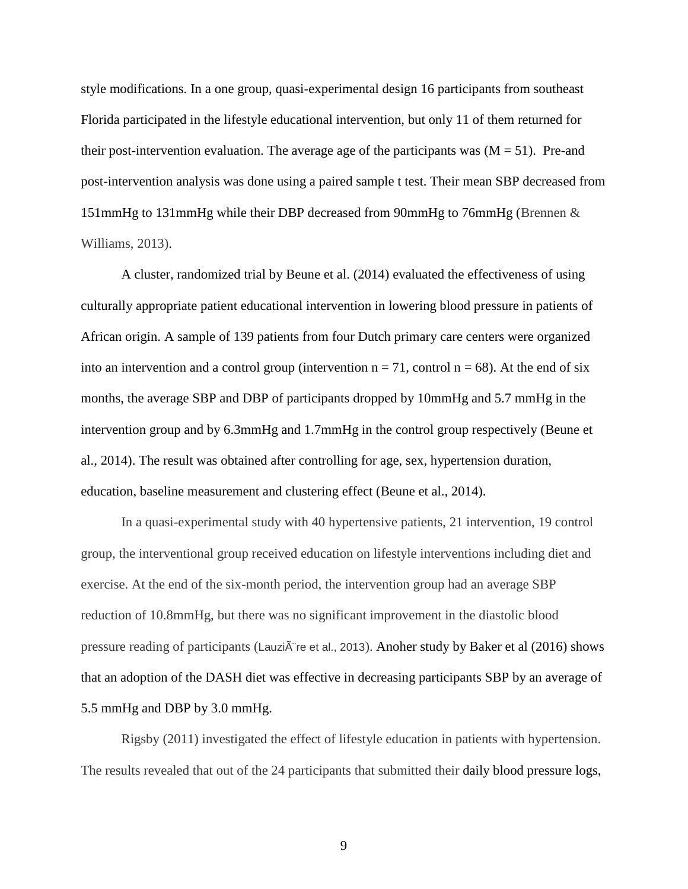style modifications. In a one group, quasi-experimental design 16 participants from southeast Florida participated in the lifestyle educational intervention, but only 11 of them returned for their post-intervention evaluation. The average age of the participants was (M = 51). Pre-and post-intervention analysis was done using a paired sample t test. Their mean SBP decreased from 151mmHg to 131mmHg while their DBP decreased from 90mmHg to 76mmHg (Brennen & Williams, 2013).

A cluster, randomized trial by Beune et al. (2014) evaluated the effectiveness of using culturally appropriate patient educational intervention in lowering blood pressure in patients of African origin. A sample of 139 patients from four Dutch primary care centers were organized into an intervention and a control group (intervention n = 71, control n = 68). At the end of six months, the average SBP and DBP of participants dropped by 10mmHg and 5.7 mmHg in the intervention group and by 6.3mmHg and 1.7mmHg in the control group respectively (Beune et al., 2014). The result was obtained after controlling for age, sex, hypertension duration, education, baseline measurement and clustering effect (Beune et al., 2014).

In a quasi-experimental study with 40 hypertensive patients, 21 intervention, 19 control group, the interventional group received education on lifestyle interventions including diet and exercise. At the end of the six-month period, the intervention group had an average SBP reduction of 10.8mmHg, but there was no significant improvement in the diastolic blood pressure reading of participants (LauziÃ¨re et al., 2013). Anoher study by Baker et al (2016) shows that an adoption of the DASH diet was effective in decreasing participants SBP by an average of 5.5 mmHg and DBP by 3.0 mmHg.

Rigsby (2011) investigated the effect of lifestyle education in patients with hypertension. The results revealed that out of the 24 participants that submitted their daily blood pressure logs,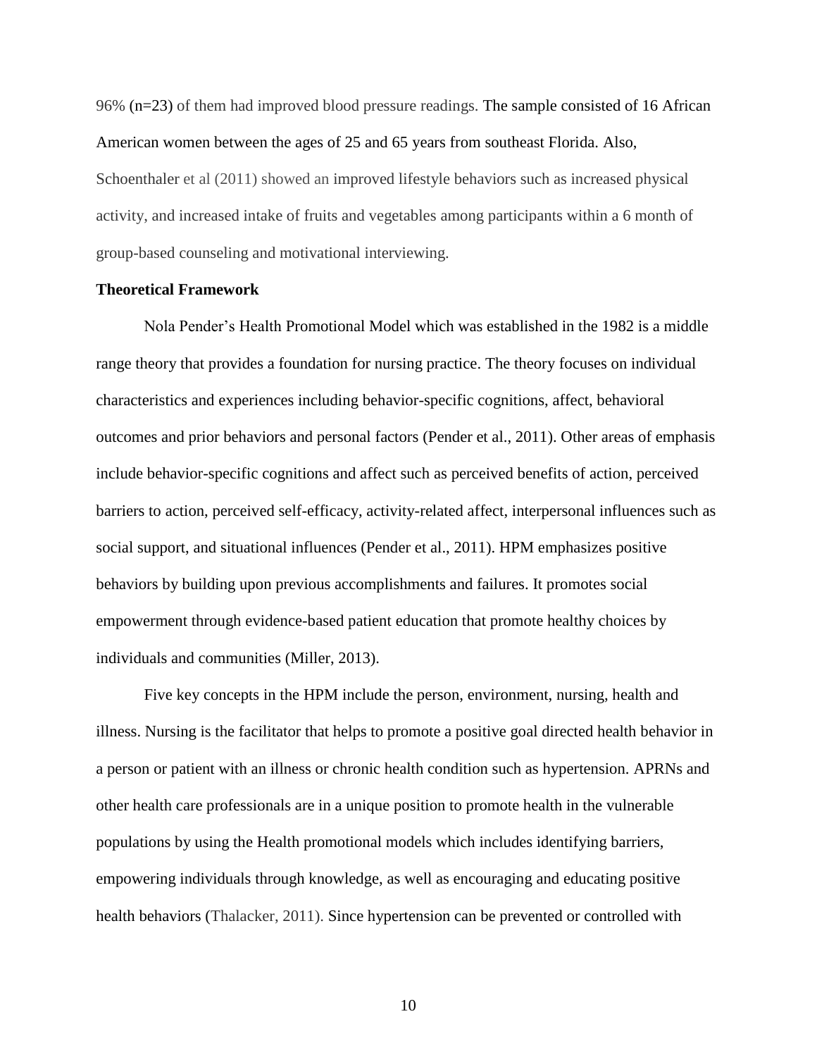96% (n=23) of them had improved blood pressure readings. The sample consisted of 16 African American women between the ages of 25 and 65 years from southeast Florida. Also, Schoenthaler et al (2011) showed an improved lifestyle behaviors such as increased physical activity, and increased intake of fruits and vegetables among participants within a 6 month of group-based counseling and motivational interviewing.

**Theoretical Framework**

Nola Pender's Health Promotional Model which was established in the 1982 is a middle range theory that provides a foundation for nursing practice. The theory focuses on individual characteristics and experiences including behavior-specific cognitions, affect, behavioral outcomes and prior behaviors and personal factors (Pender et al., 2011). Other areas of emphasis include behavior-specific cognitions and affect such as perceived benefits of action, perceived barriers to action, perceived self-efficacy, activity-related affect, interpersonal influences such as social support, and situational influences (Pender et al., 2011). HPM emphasizes positive behaviors by building upon previous accomplishments and failures. It promotes social empowerment through evidence-based patient education that promote healthy choices by individuals and communities (Miller, 2013).

Five key concepts in the HPM include the person, environment, nursing, health and illness. Nursing is the facilitator that helps to promote a positive goal directed health behavior in a person or patient with an illness or chronic health condition such as hypertension. APRNs and other health care professionals are in a unique position to promote health in the vulnerable populations by using the Health promotional models which includes identifying barriers, empowering individuals through knowledge, as well as encouraging and educating positive health behaviors (Thalacker, 2011). Since hypertension can be prevented or controlled with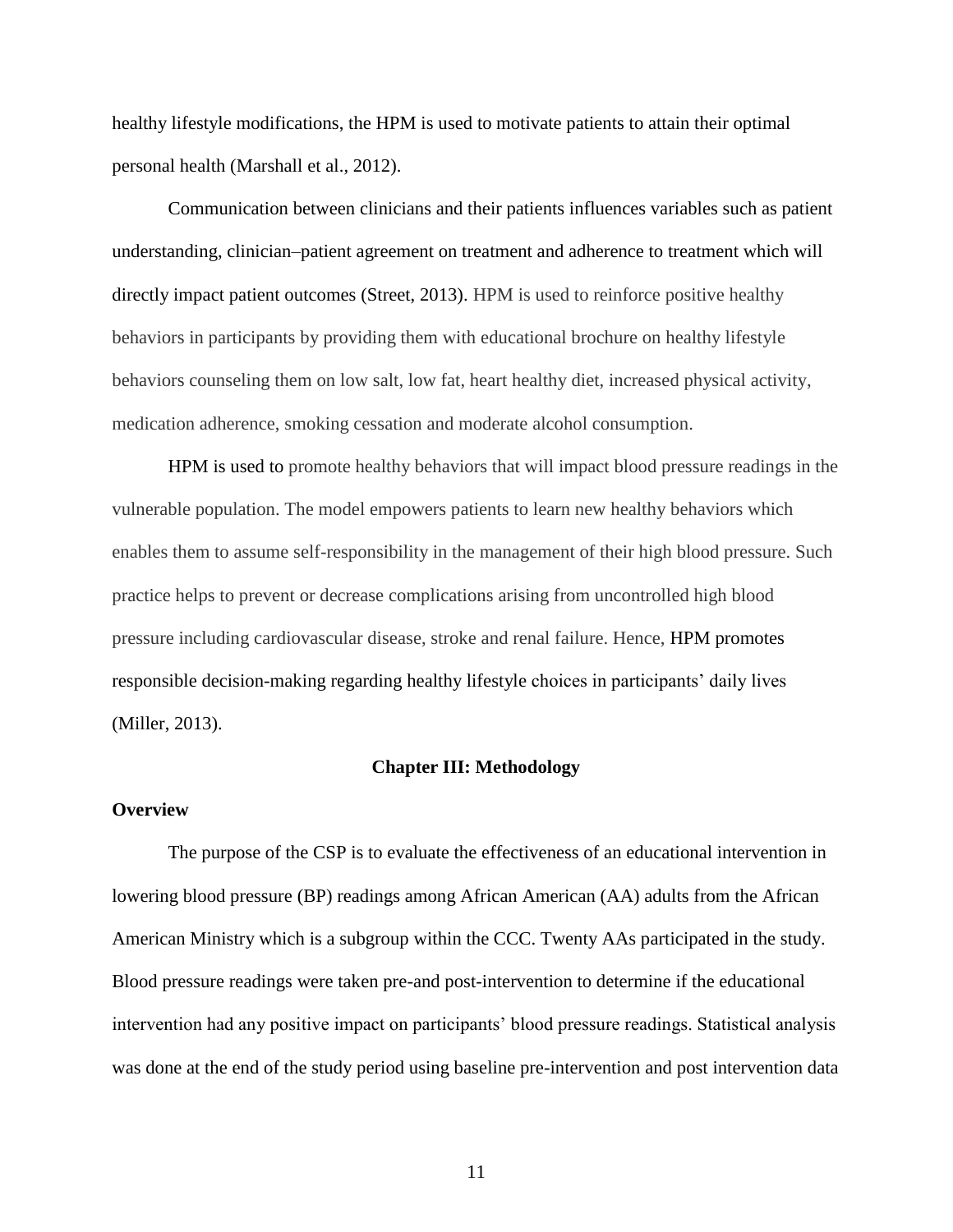healthy lifestyle modifications, the HPM is used to motivate patients to attain their optimal personal health (Marshall et al., 2012).

Communication between clinicians and their patients influences variables such as patient understanding, clinician–patient agreement on treatment and adherence to treatment which will directly impact patient outcomes (Street, 2013). HPM is used to reinforce positive healthy behaviors in participants by providing them with educational brochure on healthy lifestyle behaviors counseling them on low salt, low fat, heart healthy diet, increased physical activity, medication adherence, smoking cessation and moderate alcohol consumption.

HPM is used to promote healthy behaviors that will impact blood pressure readings in the vulnerable population. The model empowers patients to learn new healthy behaviors which enables them to assume self-responsibility in the management of their high blood pressure. Such practice helps to prevent or decrease complications arising from uncontrolled high blood pressure including cardiovascular disease, stroke and renal failure. Hence, HPM promotes responsible decision-making regarding healthy lifestyle choices in participants' daily lives (Miller, 2013).

# Chapter III: Methodology

## Overview

The purpose of the CSP is to evaluate the effectiveness of an educational intervention in lowering blood pressure (BP) readings among African American (AA) adults from the African American Ministry which is a subgroup within the CCC. Twenty AAs participated in the study. Blood pressure readings were taken pre-and post-intervention to determine if the educational intervention had any positive impact on participants' blood pressure readings. Statistical analysis was done at the end of the study period using baseline pre-intervention and post intervention data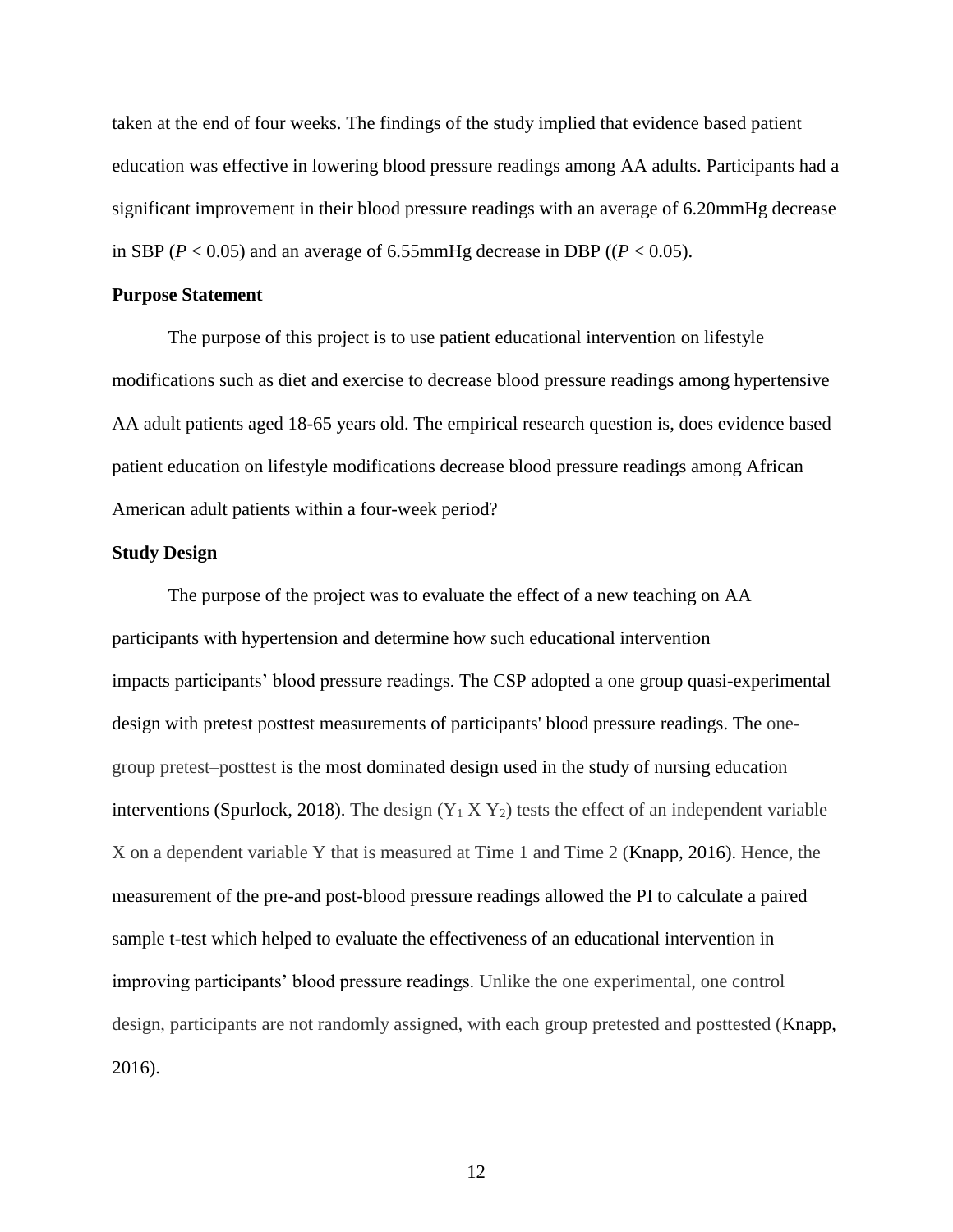taken at the end of four weeks. The findings of the study implied that evidence based patient education was effective in lowering blood pressure readings among AA adults. Participants had a significant improvement in their blood pressure readings with an average of 6.20mmHg decrease in SBP ($P < 0.05$) and an average of 6.55mmHg decrease in DBP (($P < 0.05$).

**Purpose Statement**

The purpose of this project is to use patient educational intervention on lifestyle modifications such as diet and exercise to decrease blood pressure readings among hypertensive AA adult patients aged 18-65 years old. The empirical research question is, does evidence based patient education on lifestyle modifications decrease blood pressure readings among African American adult patients within a four-week period?

**Study Design**

The purpose of the project was to evaluate the effect of a new teaching on AA participants with hypertension and determine how such educational intervention impacts participants' blood pressure readings. The CSP adopted a one group quasi-experimental design with pretest posttest measurements of participants' blood pressure readings. The one-group pretest–posttest is the most dominated design used in the study of nursing education interventions (Spurlock, 2018). The design ($Y_1$ X $Y_2$) tests the effect of an independent variable X on a dependent variable Y that is measured at Time 1 and Time 2 (Knapp, 2016). Hence, the measurement of the pre-and post-blood pressure readings allowed the PI to calculate a paired sample t-test which helped to evaluate the effectiveness of an educational intervention in improving participants' blood pressure readings. Unlike the one experimental, one control design, participants are not randomly assigned, with each group pretested and posttested (Knapp, 2016).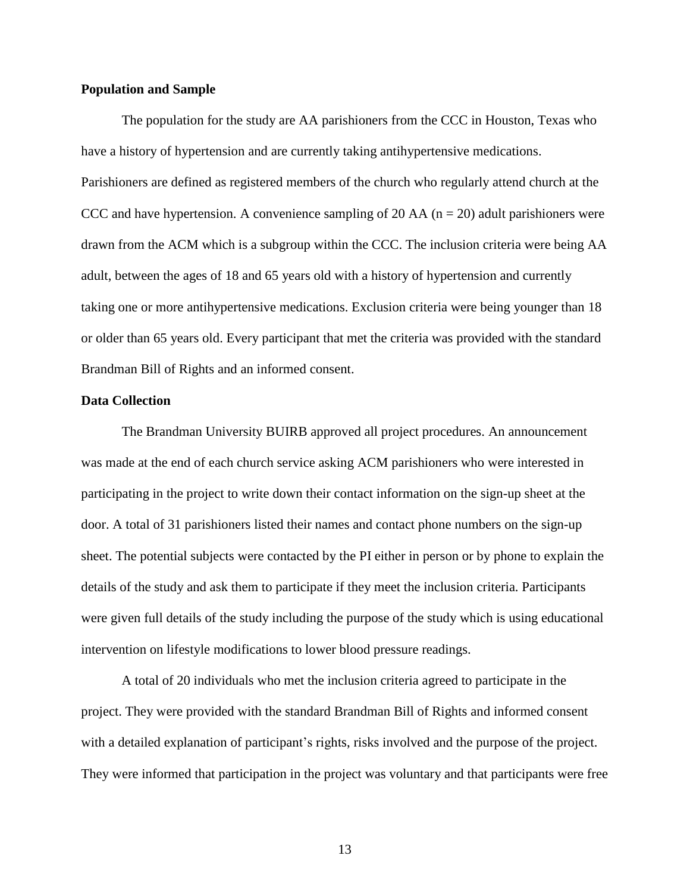**Population and Sample**

The population for the study are AA parishioners from the CCC in Houston, Texas who have a history of hypertension and are currently taking antihypertensive medications. Parishioners are defined as registered members of the church who regularly attend church at the CCC and have hypertension. A convenience sampling of 20 AA ($n = 20$) adult parishioners were drawn from the ACM which is a subgroup within the CCC. The inclusion criteria were being AA adult, between the ages of 18 and 65 years old with a history of hypertension and currently taking one or more antihypertensive medications. Exclusion criteria were being younger than 18 or older than 65 years old. Every participant that met the criteria was provided with the standard Brandman Bill of Rights and an informed consent.

**Data Collection**

The Brandman University BUIRB approved all project procedures. An announcement was made at the end of each church service asking ACM parishioners who were interested in participating in the project to write down their contact information on the sign-up sheet at the door. A total of 31 parishioners listed their names and contact phone numbers on the sign-up sheet. The potential subjects were contacted by the PI either in person or by phone to explain the details of the study and ask them to participate if they meet the inclusion criteria. Participants were given full details of the study including the purpose of the study which is using educational intervention on lifestyle modifications to lower blood pressure readings.

A total of 20 individuals who met the inclusion criteria agreed to participate in the project. They were provided with the standard Brandman Bill of Rights and informed consent with a detailed explanation of participant's rights, risks involved and the purpose of the project. They were informed that participation in the project was voluntary and that participants were free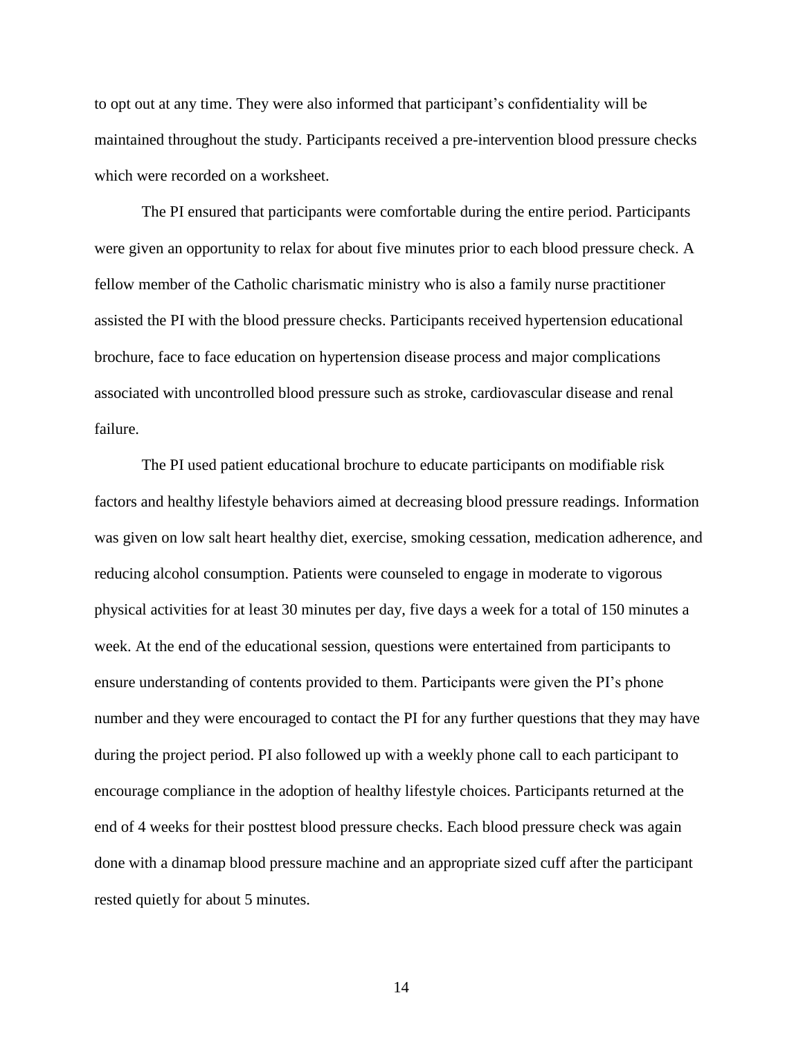to opt out at any time. They were also informed that participant's confidentiality will be maintained throughout the study. Participants received a pre-intervention blood pressure checks which were recorded on a worksheet.

The PI ensured that participants were comfortable during the entire period. Participants were given an opportunity to relax for about five minutes prior to each blood pressure check. A fellow member of the Catholic charismatic ministry who is also a family nurse practitioner assisted the PI with the blood pressure checks. Participants received hypertension educational brochure, face to face education on hypertension disease process and major complications associated with uncontrolled blood pressure such as stroke, cardiovascular disease and renal failure.

The PI used patient educational brochure to educate participants on modifiable risk factors and healthy lifestyle behaviors aimed at decreasing blood pressure readings. Information was given on low salt heart healthy diet, exercise, smoking cessation, medication adherence, and reducing alcohol consumption. Patients were counseled to engage in moderate to vigorous physical activities for at least 30 minutes per day, five days a week for a total of 150 minutes a week. At the end of the educational session, questions were entertained from participants to ensure understanding of contents provided to them. Participants were given the PI's phone number and they were encouraged to contact the PI for any further questions that they may have during the project period. PI also followed up with a weekly phone call to each participant to encourage compliance in the adoption of healthy lifestyle choices. Participants returned at the end of 4 weeks for their posttest blood pressure checks. Each blood pressure check was again done with a dinamap blood pressure machine and an appropriate sized cuff after the participant rested quietly for about 5 minutes.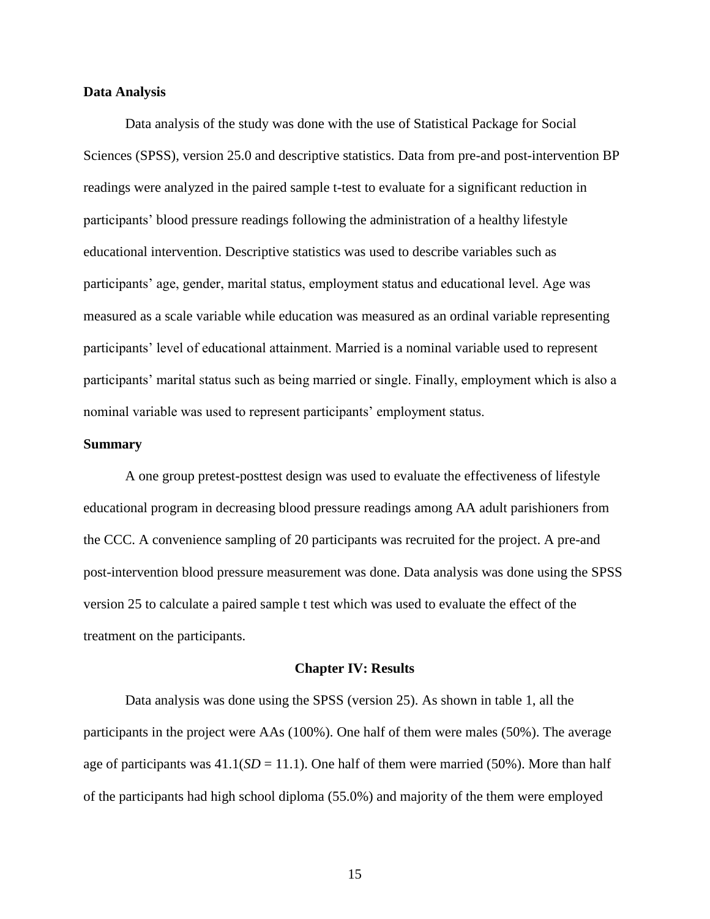### Data Analysis

Data analysis of the study was done with the use of Statistical Package for Social Sciences (SPSS), version 25.0 and descriptive statistics. Data from pre-and post-intervention BP readings were analyzed in the paired sample t-test to evaluate for a significant reduction in participants' blood pressure readings following the administration of a healthy lifestyle educational intervention. Descriptive statistics was used to describe variables such as participants' age, gender, marital status, employment status and educational level. Age was measured as a scale variable while education was measured as an ordinal variable representing participants' level of educational attainment. Married is a nominal variable used to represent participants' marital status such as being married or single. Finally, employment which is also a nominal variable was used to represent participants' employment status.

### Summary

A one group pretest-posttest design was used to evaluate the effectiveness of lifestyle educational program in decreasing blood pressure readings among AA adult parishioners from the CCC. A convenience sampling of 20 participants was recruited for the project. A pre-and post-intervention blood pressure measurement was done. Data analysis was done using the SPSS version 25 to calculate a paired sample t test which was used to evaluate the effect of the treatment on the participants.

## Chapter IV: Results

Data analysis was done using the SPSS (version 25). As shown in table 1, all the participants in the project were AAs (100%). One half of them were males (50%). The average age of participants was 41.1($SD$ = 11.1). One half of them were married (50%). More than half of the participants had high school diploma (55.0%) and majority of the them were employed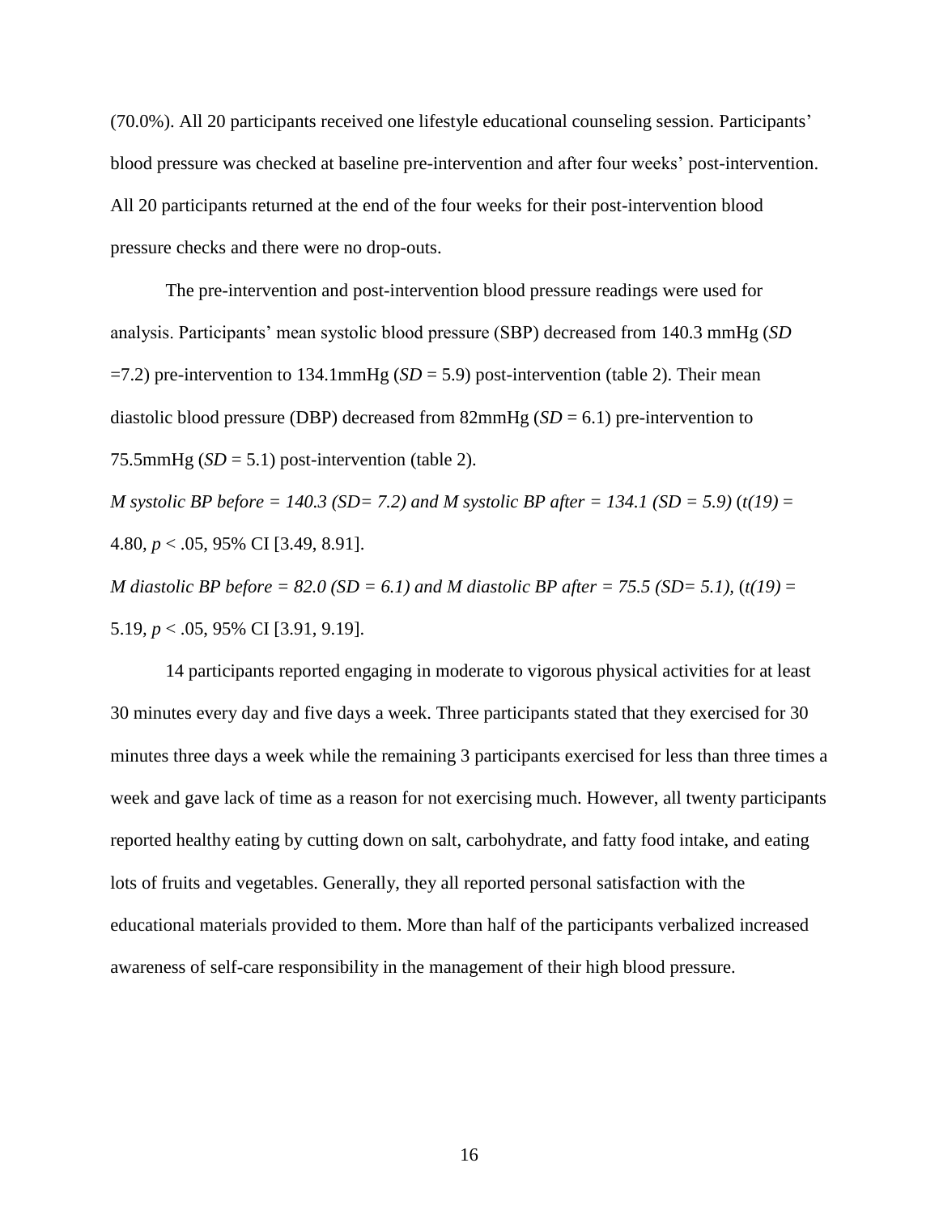(70.0%). All 20 participants received one lifestyle educational counseling session. Participants' blood pressure was checked at baseline pre-intervention and after four weeks' post-intervention. All 20 participants returned at the end of the four weeks for their post-intervention blood pressure checks and there were no drop-outs.

The pre-intervention and post-intervention blood pressure readings were used for analysis. Participants' mean systolic blood pressure (SBP) decreased from 140.3 mmHg (*SD* =7.2) pre-intervention to 134.1mmHg (*SD* = 5.9) post-intervention (table 2). Their mean diastolic blood pressure (DBP) decreased from 82mmHg (*SD* = 6.1) pre-intervention to 75.5mmHg (*SD* = 5.1) post-intervention (table 2).

*M systolic BP before = 140.3 (SD= 7.2) and M systolic BP after = 134.1 (SD = 5.9)* ($t(19)$ = 4.80, $p < .05$, 95% CI [3.49, 8.91].

*M diastolic BP before = 82.0 (SD = 6.1) and M diastolic BP after = 75.5 (SD= 5.1)*, ($t(19)$ = 5.19, $p < .05$, 95% CI [3.91, 9.19].

14 participants reported engaging in moderate to vigorous physical activities for at least 30 minutes every day and five days a week. Three participants stated that they exercised for 30 minutes three days a week while the remaining 3 participants exercised for less than three times a week and gave lack of time as a reason for not exercising much. However, all twenty participants reported healthy eating by cutting down on salt, carbohydrate, and fatty food intake, and eating lots of fruits and vegetables. Generally, they all reported personal satisfaction with the educational materials provided to them. More than half of the participants verbalized increased awareness of self-care responsibility in the management of their high blood pressure.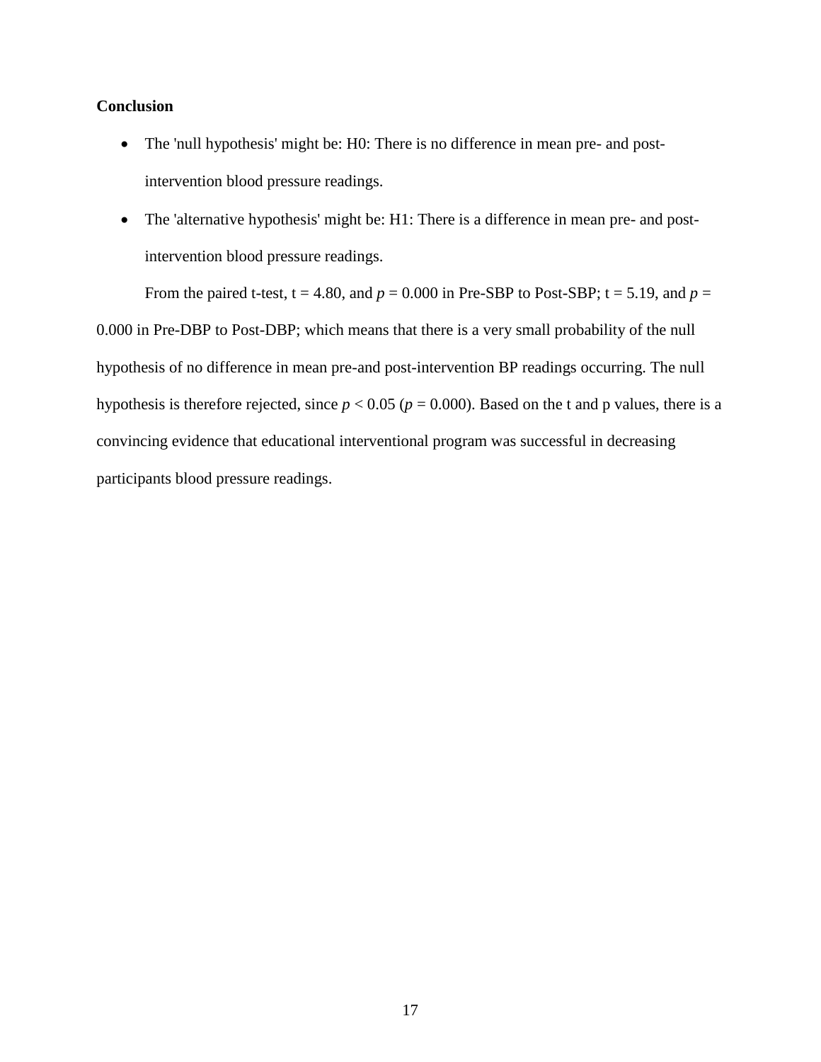**Conclusion**

- The 'null hypothesis' might be: H0: There is no difference in mean pre- and post-intervention blood pressure readings.
- The 'alternative hypothesis' might be: H1: There is a difference in mean pre- and post-intervention blood pressure readings.

From the paired t-test, t = 4.80, and $p = 0.000$ in Pre-SBP to Post-SBP; t = 5.19, and $p = 0.000$ in Pre-DBP to Post-DBP; which means that there is a very small probability of the null hypothesis of no difference in mean pre-and post-intervention BP readings occurring. The null hypothesis is therefore rejected, since $p < 0.05$ ($p = 0.000$). Based on the t and p values, there is a convincing evidence that educational interventional program was successful in decreasing participants blood pressure readings.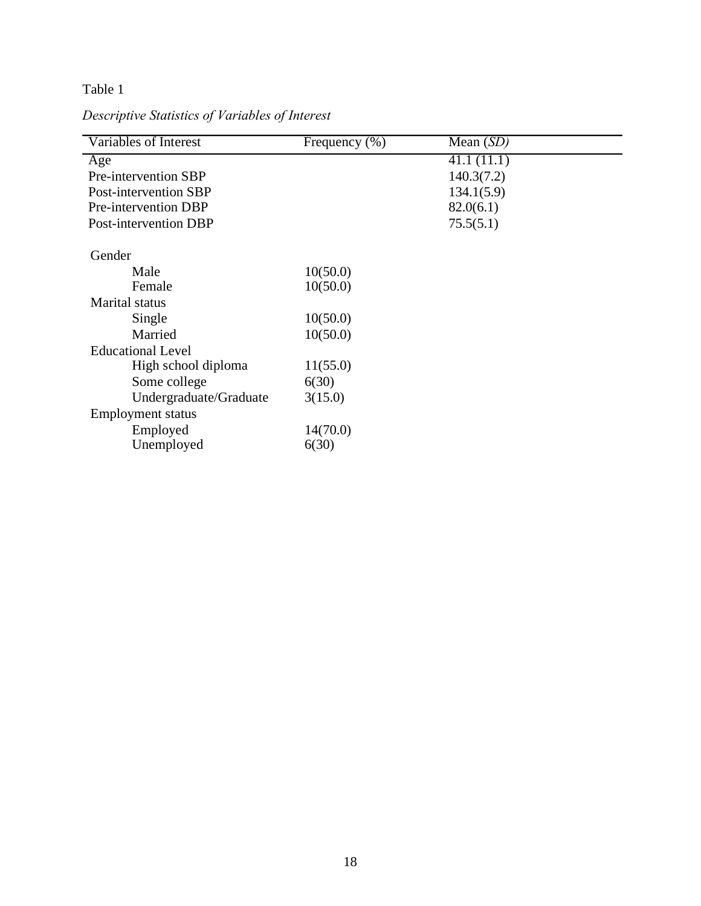Table 1

*Descriptive Statistics of Variables of Interest*

| Variables of Interest | Frequency (%) | Mean (*SD*) |
|---|---|---|
| Age | | 41.1 (11.1) |
| Pre-intervention SBP | | 140.3(7.2) |
| Post-intervention SBP | | 134.1(5.9) |
| Pre-intervention DBP | | 82.0(6.1) |
| Post-intervention DBP | | 75.5(5.1) |
| Gender | | |
| Male | 10(50.0) | |
| Female | 10(50.0) | |
| Marital status | | |
| Single | 10(50.0) | |
| Married | 10(50.0) | |
| Educational Level | | |
| High school diploma | 11(55.0) | |
| Some college | 6(30) | |
| Undergraduate/Graduate | 3(15.0) | |
| Employment status | | |
| Employed | 14(70.0) | |
| Unemployed | 6(30) | |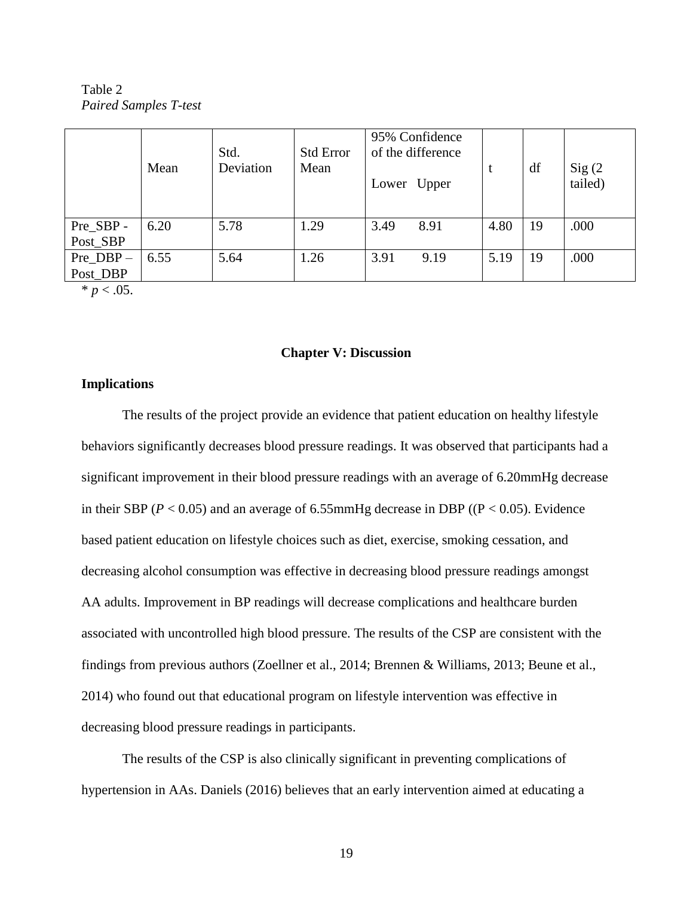Table 2
*Paired Samples T-test*

| | Mean | Std. Deviation | Std Error Mean | 95% Confidence of the difference Lower | Upper | t | df | Sig (2 tailed) |
|---|---|---|---|---|---|---|---|---|
| Pre_SBP - Post_SBP | 6.20 | 5.78 | 1.29 | 3.49 | 8.91 | 4.80 | 19 | .000 |
| Pre_DBP – Post_DBP | 6.55 | 5.64 | 1.26 | 3.91 | 9.19 | 5.19 | 19 | .000 |

$* p < .05$.

## Chapter V: Discussion

### Implications

The results of the project provide an evidence that patient education on healthy lifestyle behaviors significantly decreases blood pressure readings. It was observed that participants had a significant improvement in their blood pressure readings with an average of 6.20mmHg decrease in their SBP ($P < 0.05$) and an average of 6.55mmHg decrease in DBP (($P < 0.05$). Evidence based patient education on lifestyle choices such as diet, exercise, smoking cessation, and decreasing alcohol consumption was effective in decreasing blood pressure readings amongst AA adults. Improvement in BP readings will decrease complications and healthcare burden associated with uncontrolled high blood pressure. The results of the CSP are consistent with the findings from previous authors (Zoellner et al., 2014; Brennen & Williams, 2013; Beune et al., 2014) who found out that educational program on lifestyle intervention was effective in decreasing blood pressure readings in participants.

The results of the CSP is also clinically significant in preventing complications of hypertension in AAs. Daniels (2016) believes that an early intervention aimed at educating a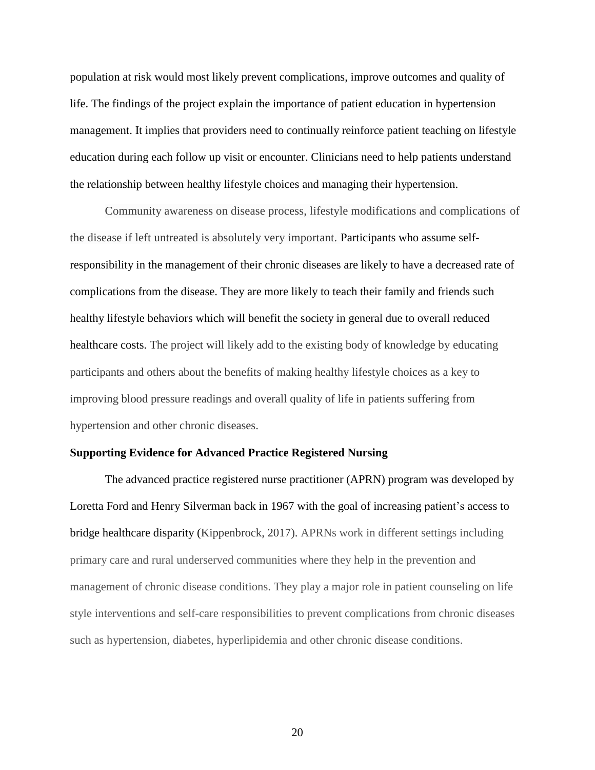population at risk would most likely prevent complications, improve outcomes and quality of life. The findings of the project explain the importance of patient education in hypertension management. It implies that providers need to continually reinforce patient teaching on lifestyle education during each follow up visit or encounter. Clinicians need to help patients understand the relationship between healthy lifestyle choices and managing their hypertension.

Community awareness on disease process, lifestyle modifications and complications of the disease if left untreated is absolutely very important. Participants who assume self-responsibility in the management of their chronic diseases are likely to have a decreased rate of complications from the disease. They are more likely to teach their family and friends such healthy lifestyle behaviors which will benefit the society in general due to overall reduced healthcare costs. The project will likely add to the existing body of knowledge by educating participants and others about the benefits of making healthy lifestyle choices as a key to improving blood pressure readings and overall quality of life in patients suffering from hypertension and other chronic diseases.

**Supporting Evidence for Advanced Practice Registered Nursing**

The advanced practice registered nurse practitioner (APRN) program was developed by Loretta Ford and Henry Silverman back in 1967 with the goal of increasing patient's access to bridge healthcare disparity (Kippenbrock, 2017). APRNs work in different settings including primary care and rural underserved communities where they help in the prevention and management of chronic disease conditions. They play a major role in patient counseling on life style interventions and self-care responsibilities to prevent complications from chronic diseases such as hypertension, diabetes, hyperlipidemia and other chronic disease conditions.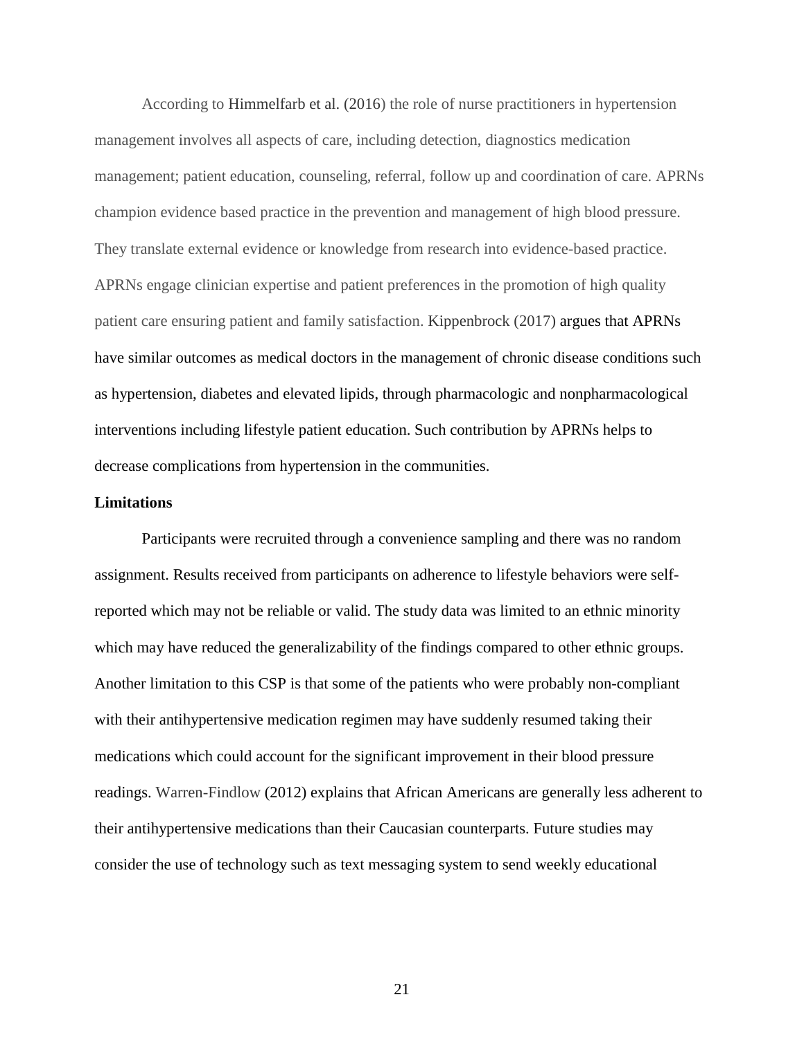According to Himmelfarb et al. (2016) the role of nurse practitioners in hypertension management involves all aspects of care, including detection, diagnostics medication management; patient education, counseling, referral, follow up and coordination of care. APRNs champion evidence based practice in the prevention and management of high blood pressure. They translate external evidence or knowledge from research into evidence-based practice. APRNs engage clinician expertise and patient preferences in the promotion of high quality patient care ensuring patient and family satisfaction. Kippenbrock (2017) argues that APRNs have similar outcomes as medical doctors in the management of chronic disease conditions such as hypertension, diabetes and elevated lipids, through pharmacologic and nonpharmacological interventions including lifestyle patient education. Such contribution by APRNs helps to decrease complications from hypertension in the communities.

**Limitations**

Participants were recruited through a convenience sampling and there was no random assignment. Results received from participants on adherence to lifestyle behaviors were self-reported which may not be reliable or valid. The study data was limited to an ethnic minority which may have reduced the generalizability of the findings compared to other ethnic groups. Another limitation to this CSP is that some of the patients who were probably non-compliant with their antihypertensive medication regimen may have suddenly resumed taking their medications which could account for the significant improvement in their blood pressure readings. Warren-Findlow (2012) explains that African Americans are generally less adherent to their antihypertensive medications than their Caucasian counterparts. Future studies may consider the use of technology such as text messaging system to send weekly educational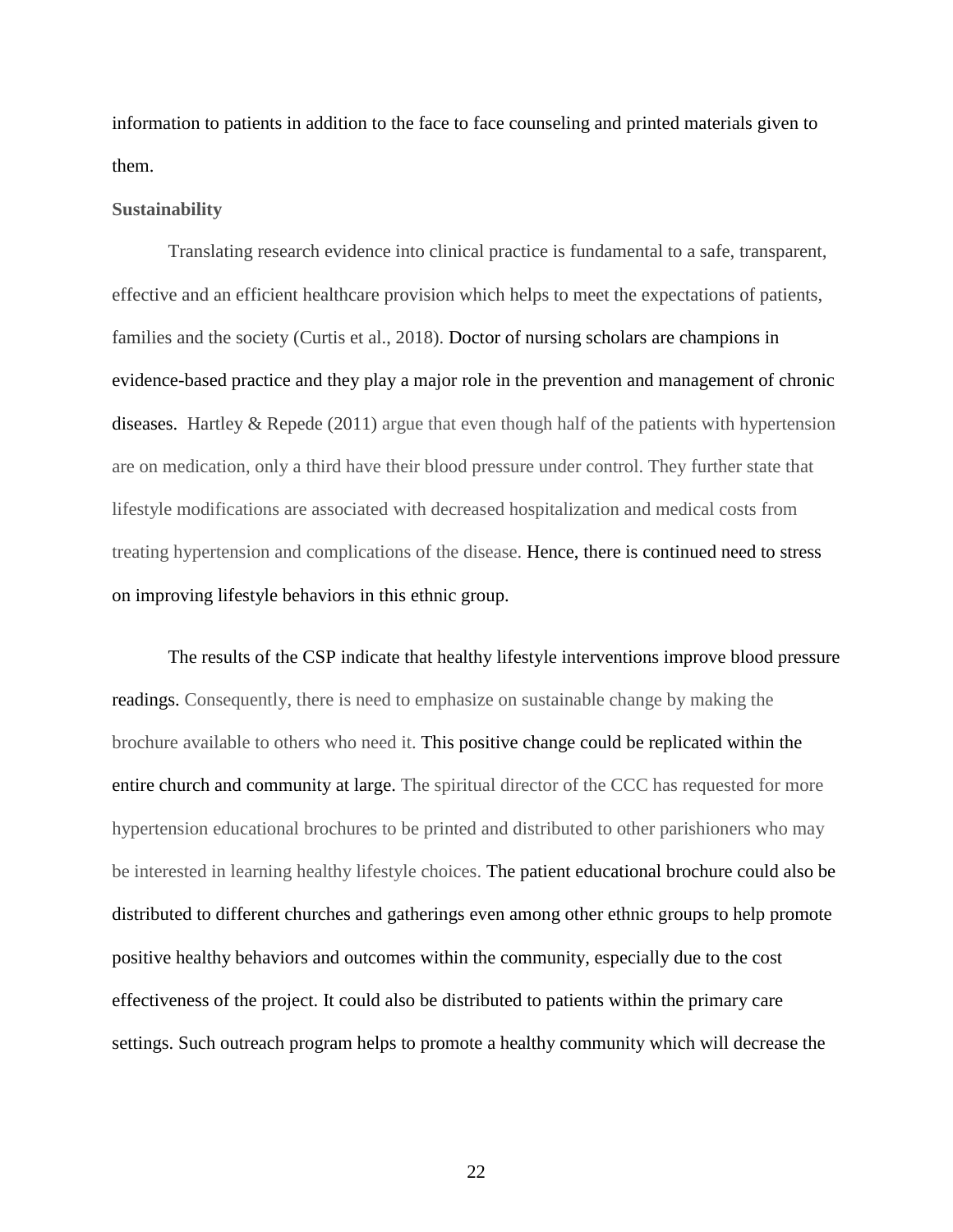information to patients in addition to the face to face counseling and printed materials given to them.

### Sustainability

Translating research evidence into clinical practice is fundamental to a safe, transparent, effective and an efficient healthcare provision which helps to meet the expectations of patients, families and the society (Curtis et al., 2018). Doctor of nursing scholars are champions in evidence-based practice and they play a major role in the prevention and management of chronic diseases. Hartley & Repede (2011) argue that even though half of the patients with hypertension are on medication, only a third have their blood pressure under control. They further state that lifestyle modifications are associated with decreased hospitalization and medical costs from treating hypertension and complications of the disease. Hence, there is continued need to stress on improving lifestyle behaviors in this ethnic group.

The results of the CSP indicate that healthy lifestyle interventions improve blood pressure readings. Consequently, there is need to emphasize on sustainable change by making the brochure available to others who need it. This positive change could be replicated within the entire church and community at large. The spiritual director of the CCC has requested for more hypertension educational brochures to be printed and distributed to other parishioners who may be interested in learning healthy lifestyle choices. The patient educational brochure could also be distributed to different churches and gatherings even among other ethnic groups to help promote positive healthy behaviors and outcomes within the community, especially due to the cost effectiveness of the project. It could also be distributed to patients within the primary care settings. Such outreach program helps to promote a healthy community which will decrease the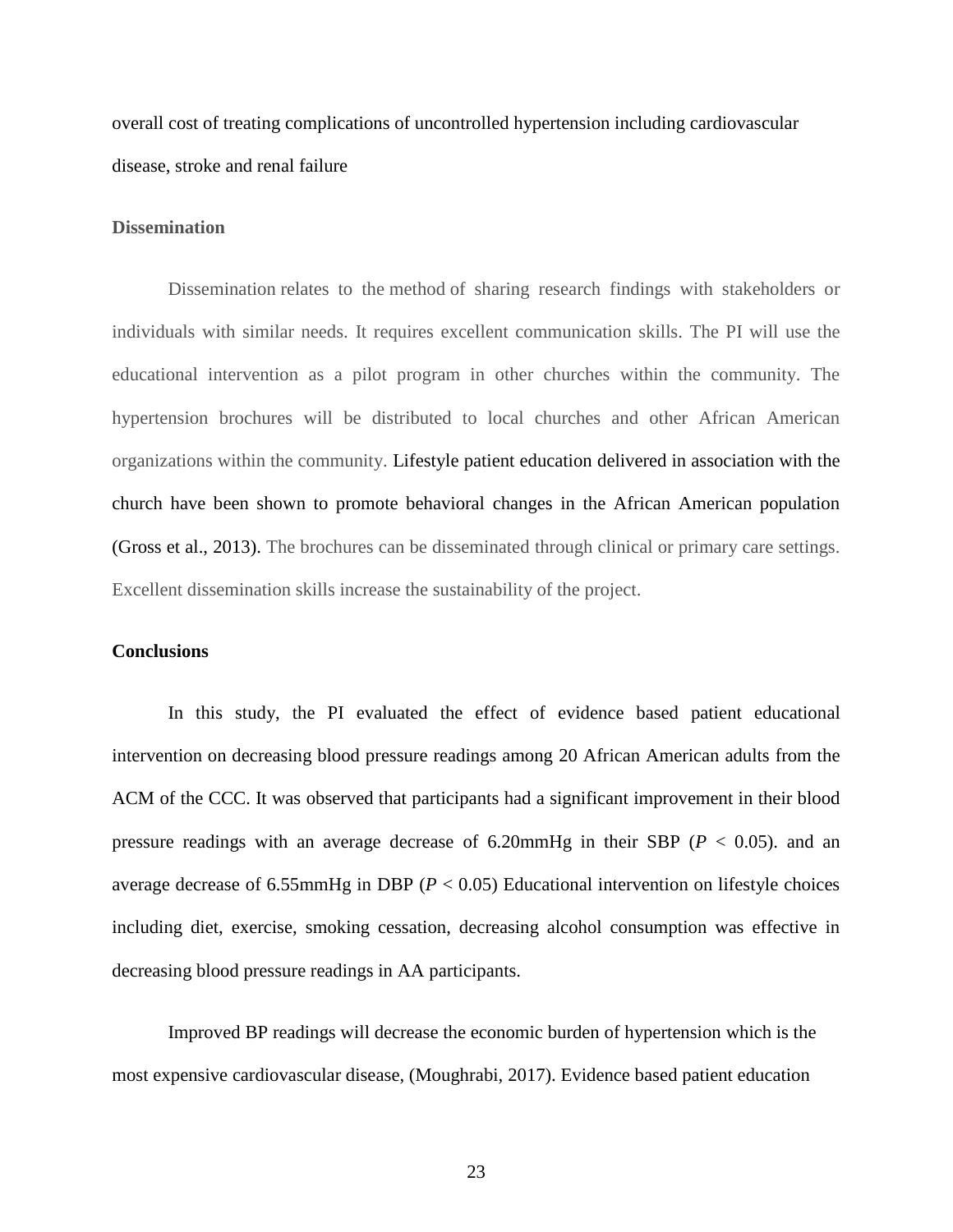overall cost of treating complications of uncontrolled hypertension including cardiovascular disease, stroke and renal failure

### Dissemination

Dissemination relates to the method of sharing research findings with stakeholders or individuals with similar needs. It requires excellent communication skills. The PI will use the educational intervention as a pilot program in other churches within the community. The hypertension brochures will be distributed to local churches and other African American organizations within the community. Lifestyle patient education delivered in association with the church have been shown to promote behavioral changes in the African American population (Gross et al., 2013). The brochures can be disseminated through clinical or primary care settings. Excellent dissemination skills increase the sustainability of the project.

### Conclusions

In this study, the PI evaluated the effect of evidence based patient educational intervention on decreasing blood pressure readings among 20 African American adults from the ACM of the CCC. It was observed that participants had a significant improvement in their blood pressure readings with an average decrease of 6.20mmHg in their SBP ($P < 0.05$). and an average decrease of 6.55mmHg in DBP ($P < 0.05$) Educational intervention on lifestyle choices including diet, exercise, smoking cessation, decreasing alcohol consumption was effective in decreasing blood pressure readings in AA participants.

Improved BP readings will decrease the economic burden of hypertension which is the most expensive cardiovascular disease, (Moughrabi, 2017). Evidence based patient education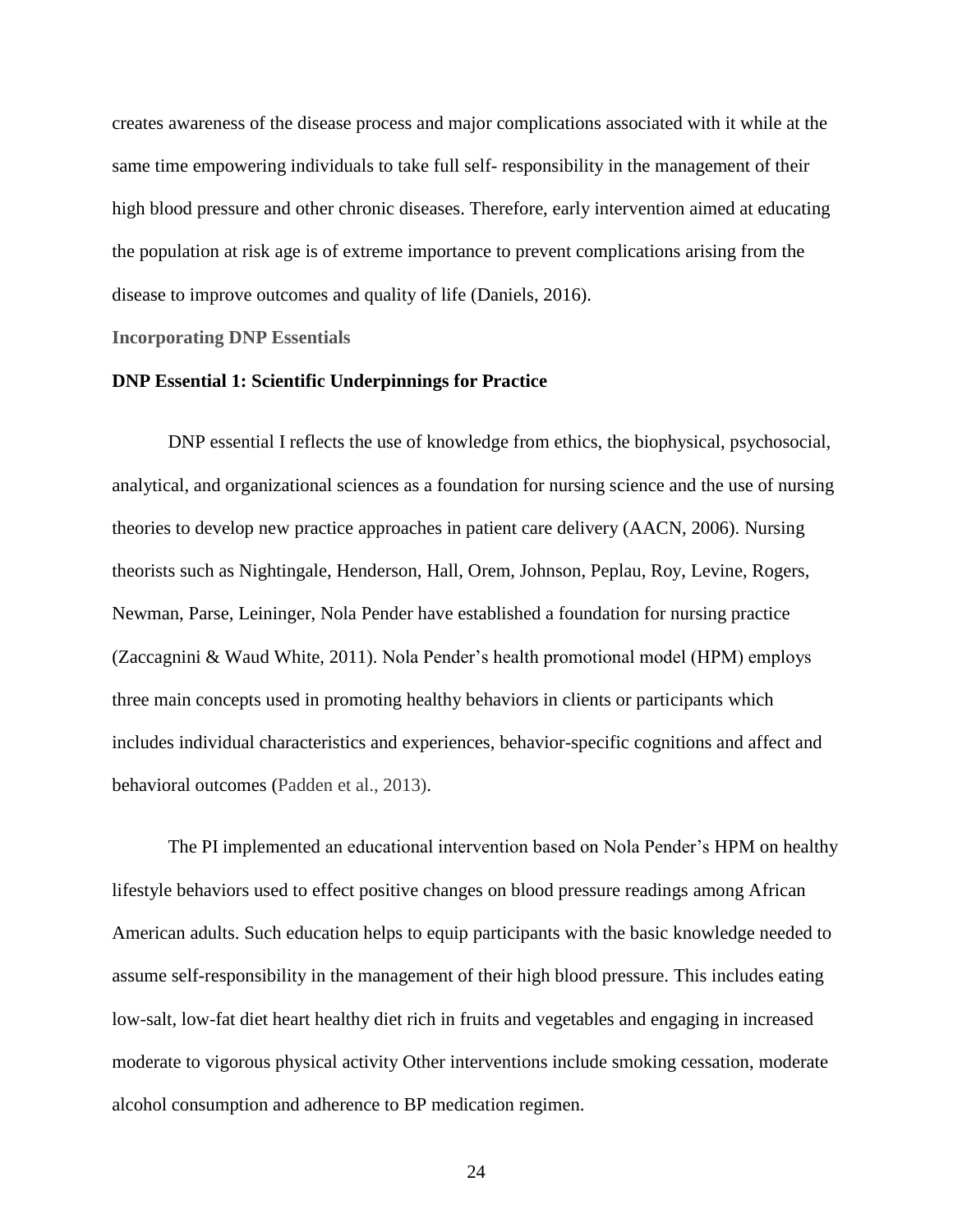creates awareness of the disease process and major complications associated with it while at the same time empowering individuals to take full self- responsibility in the management of their high blood pressure and other chronic diseases. Therefore, early intervention aimed at educating the population at risk age is of extreme importance to prevent complications arising from the disease to improve outcomes and quality of life (Daniels, 2016).

## Incorporating DNP Essentials

### DNP Essential 1: Scientific Underpinnings for Practice

DNP essential I reflects the use of knowledge from ethics, the biophysical, psychosocial, analytical, and organizational sciences as a foundation for nursing science and the use of nursing theories to develop new practice approaches in patient care delivery (AACN, 2006). Nursing theorists such as Nightingale, Henderson, Hall, Orem, Johnson, Peplau, Roy, Levine, Rogers, Newman, Parse, Leininger, Nola Pender have established a foundation for nursing practice (Zaccagnini & Waud White, 2011). Nola Pender's health promotional model (HPM) employs three main concepts used in promoting healthy behaviors in clients or participants which includes individual characteristics and experiences, behavior-specific cognitions and affect and behavioral outcomes (Padden et al., 2013).

The PI implemented an educational intervention based on Nola Pender's HPM on healthy lifestyle behaviors used to effect positive changes on blood pressure readings among African American adults. Such education helps to equip participants with the basic knowledge needed to assume self-responsibility in the management of their high blood pressure. This includes eating low-salt, low-fat diet heart healthy diet rich in fruits and vegetables and engaging in increased moderate to vigorous physical activity Other interventions include smoking cessation, moderate alcohol consumption and adherence to BP medication regimen.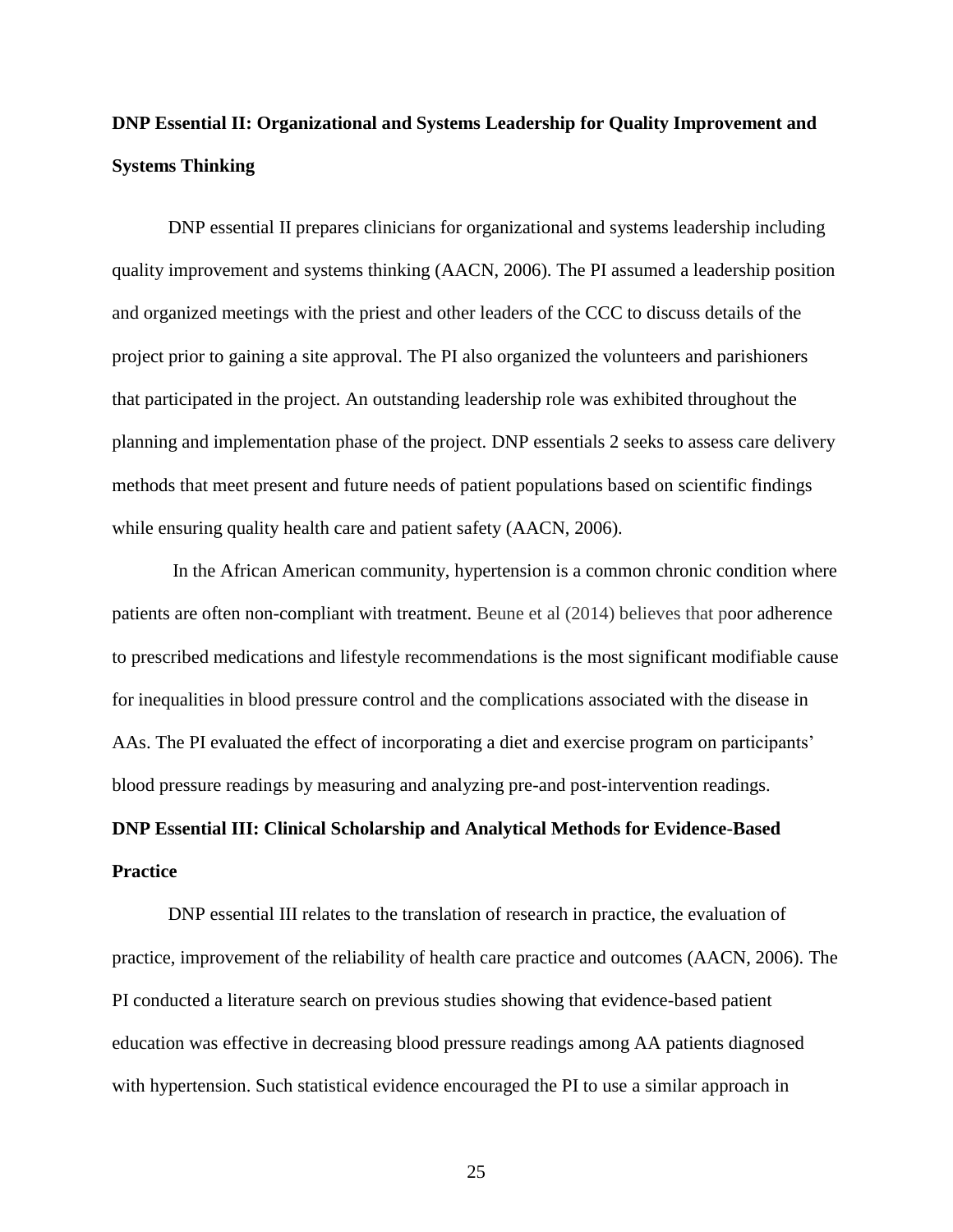## DNP Essential II: Organizational and Systems Leadership for Quality Improvement and Systems Thinking

DNP essential II prepares clinicians for organizational and systems leadership including quality improvement and systems thinking (AACN, 2006). The PI assumed a leadership position and organized meetings with the priest and other leaders of the CCC to discuss details of the project prior to gaining a site approval. The PI also organized the volunteers and parishioners that participated in the project. An outstanding leadership role was exhibited throughout the planning and implementation phase of the project. DNP essentials 2 seeks to assess care delivery methods that meet present and future needs of patient populations based on scientific findings while ensuring quality health care and patient safety (AACN, 2006).

In the African American community, hypertension is a common chronic condition where patients are often non-compliant with treatment. Beune et al (2014) believes that poor adherence to prescribed medications and lifestyle recommendations is the most significant modifiable cause for inequalities in blood pressure control and the complications associated with the disease in AAs. The PI evaluated the effect of incorporating a diet and exercise program on participants' blood pressure readings by measuring and analyzing pre-and post-intervention readings.

## DNP Essential III: Clinical Scholarship and Analytical Methods for Evidence-Based Practice

DNP essential III relates to the translation of research in practice, the evaluation of practice, improvement of the reliability of health care practice and outcomes (AACN, 2006). The PI conducted a literature search on previous studies showing that evidence-based patient education was effective in decreasing blood pressure readings among AA patients diagnosed with hypertension. Such statistical evidence encouraged the PI to use a similar approach in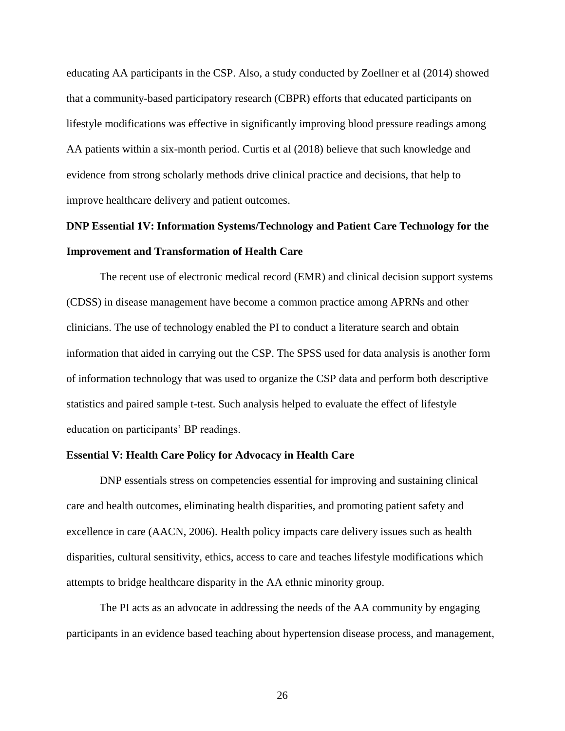educating AA participants in the CSP. Also, a study conducted by Zoellner et al (2014) showed that a community-based participatory research (CBPR) efforts that educated participants on lifestyle modifications was effective in significantly improving blood pressure readings among AA patients within a six-month period. Curtis et al (2018) believe that such knowledge and evidence from strong scholarly methods drive clinical practice and decisions, that help to improve healthcare delivery and patient outcomes.

**DNP Essential 1V: Information Systems/Technology and Patient Care Technology for the Improvement and Transformation of Health Care**

The recent use of electronic medical record (EMR) and clinical decision support systems (CDSS) in disease management have become a common practice among APRNs and other clinicians. The use of technology enabled the PI to conduct a literature search and obtain information that aided in carrying out the CSP. The SPSS used for data analysis is another form of information technology that was used to organize the CSP data and perform both descriptive statistics and paired sample t-test. Such analysis helped to evaluate the effect of lifestyle education on participants' BP readings.

**Essential V: Health Care Policy for Advocacy in Health Care**

DNP essentials stress on competencies essential for improving and sustaining clinical care and health outcomes, eliminating health disparities, and promoting patient safety and excellence in care (AACN, 2006). Health policy impacts care delivery issues such as health disparities, cultural sensitivity, ethics, access to care and teaches lifestyle modifications which attempts to bridge healthcare disparity in the AA ethnic minority group.

The PI acts as an advocate in addressing the needs of the AA community by engaging participants in an evidence based teaching about hypertension disease process, and management,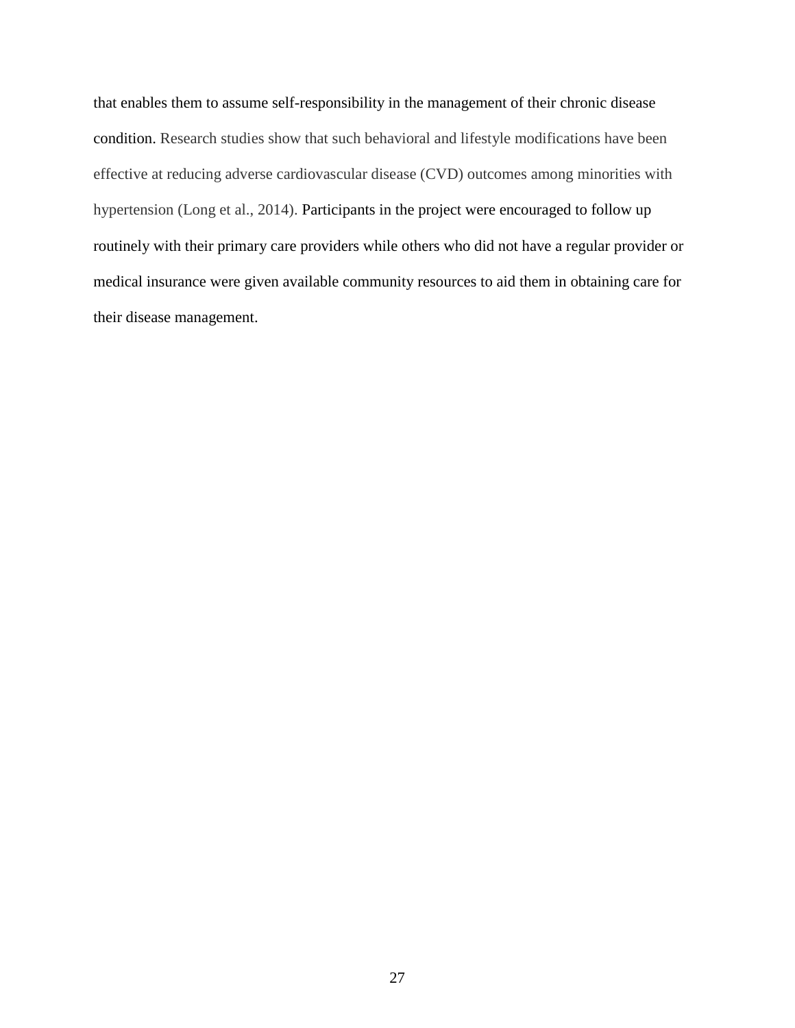that enables them to assume self-responsibility in the management of their chronic disease condition. Research studies show that such behavioral and lifestyle modifications have been effective at reducing adverse cardiovascular disease (CVD) outcomes among minorities with hypertension (Long et al., 2014). Participants in the project were encouraged to follow up routinely with their primary care providers while others who did not have a regular provider or medical insurance were given available community resources to aid them in obtaining care for their disease management.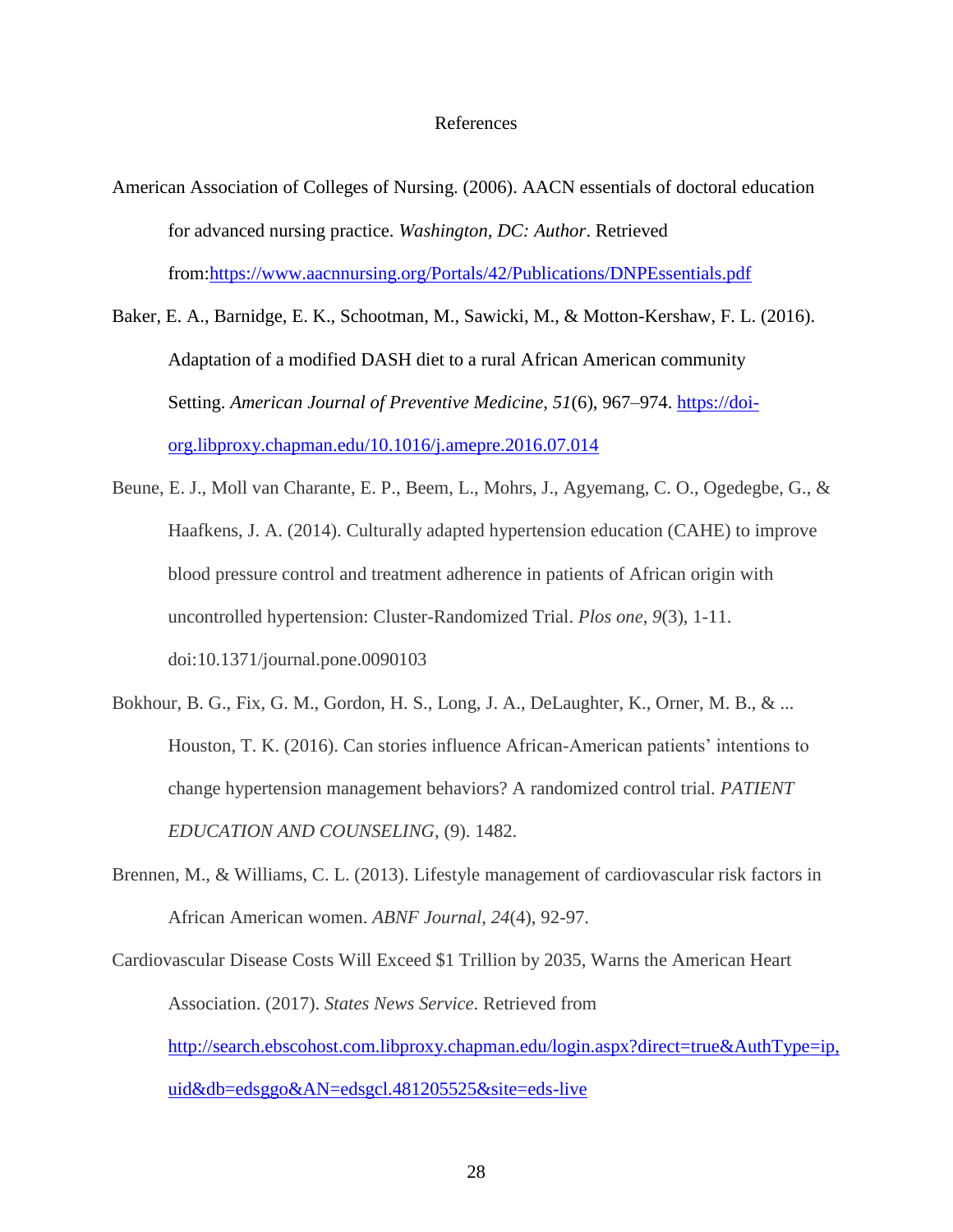# References

American Association of Colleges of Nursing. (2006). AACN essentials of doctoral education for advanced nursing practice. *Washington, DC: Author*. Retrieved from:https://www.aacnnursing.org/Portals/42/Publications/DNPEssentials.pdf

Baker, E. A., Barnidge, E. K., Schootman, M., Sawicki, M., & Motton-Kershaw, F. L. (2016). Adaptation of a modified DASH diet to a rural African American community Setting. *American Journal of Preventive Medicine*, *51*(6), 967–974. https://doi-org.libproxy.chapman.edu/10.1016/j.amepre.2016.07.014

Beune, E. J., Moll van Charante, E. P., Beem, L., Mohrs, J., Agyemang, C. O., Ogedegbe, G., & Haafkens, J. A. (2014). Culturally adapted hypertension education (CAHE) to improve blood pressure control and treatment adherence in patients of African origin with uncontrolled hypertension: Cluster-Randomized Trial. *Plos one*, *9*(3), 1-11. doi:10.1371/journal.pone.0090103

Bokhour, B. G., Fix, G. M., Gordon, H. S., Long, J. A., DeLaughter, K., Orner, M. B., & ... Houston, T. K. (2016). Can stories influence African-American patients' intentions to change hypertension management behaviors? A randomized control trial. *PATIENT EDUCATION AND COUNSELING*, (9). 1482.

Brennen, M., & Williams, C. L. (2013). Lifestyle management of cardiovascular risk factors in African American women. *ABNF Journal*, *24*(4), 92-97.

Cardiovascular Disease Costs Will Exceed $1 Trillion by 2035, Warns the American Heart Association. (2017). *States News Service*. Retrieved from http://search.ebscohost.com.libproxy.chapman.edu/login.aspx?direct=true&AuthType=ip,uid&db=edsggo&AN=edsgcl.481205525&site=eds-live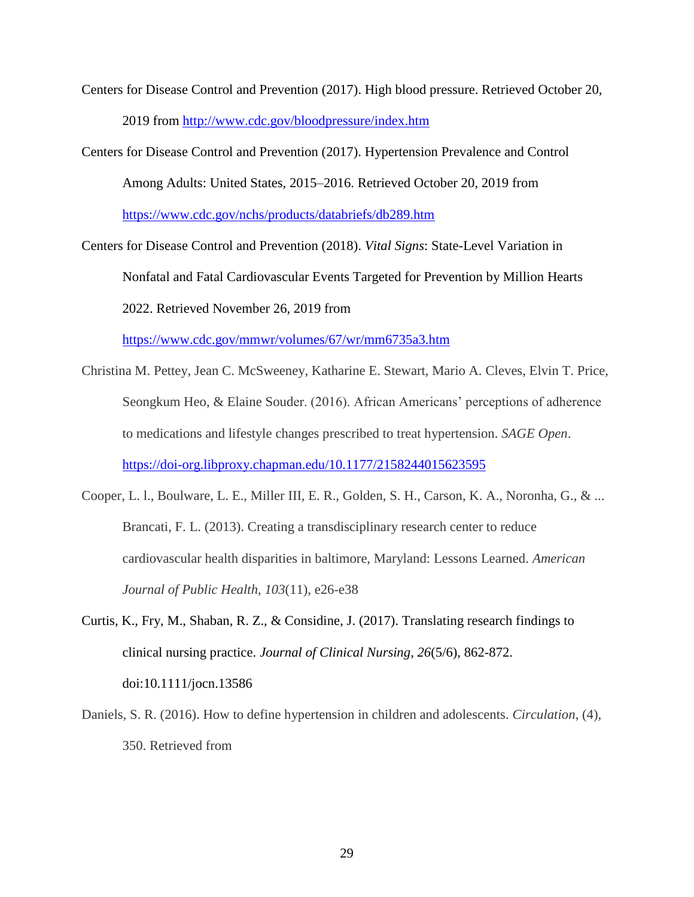Centers for Disease Control and Prevention (2017). High blood pressure. Retrieved October 20, 2019 from http://www.cdc.gov/bloodpressure/index.htm

Centers for Disease Control and Prevention (2017). Hypertension Prevalence and Control Among Adults: United States, 2015–2016. Retrieved October 20, 2019 from https://www.cdc.gov/nchs/products/databriefs/db289.htm

Centers for Disease Control and Prevention (2018). *Vital Signs*: State-Level Variation in Nonfatal and Fatal Cardiovascular Events Targeted for Prevention by Million Hearts 2022. Retrieved November 26, 2019 from https://www.cdc.gov/mmwr/volumes/67/wr/mm6735a3.htm

Christina M. Pettey, Jean C. McSweeney, Katharine E. Stewart, Mario A. Cleves, Elvin T. Price, Seongkum Heo, & Elaine Souder. (2016). African Americans' perceptions of adherence to medications and lifestyle changes prescribed to treat hypertension. *SAGE Open*. https://doi-org.libproxy.chapman.edu/10.1177/2158244015623595

Cooper, L. l., Boulware, L. E., Miller III, E. R., Golden, S. H., Carson, K. A., Noronha, G., & ... Brancati, F. L. (2013). Creating a transdisciplinary research center to reduce cardiovascular health disparities in baltimore, Maryland: Lessons Learned. *American Journal of Public Health*, *103*(11), e26-e38

Curtis, K., Fry, M., Shaban, R. Z., & Considine, J. (2017). Translating research findings to clinical nursing practice. *Journal of Clinical Nursing*, *26*(5/6), 862-872. doi:10.1111/jocn.13586

Daniels, S. R. (2016). How to define hypertension in children and adolescents. *Circulation*, (4), 350. Retrieved from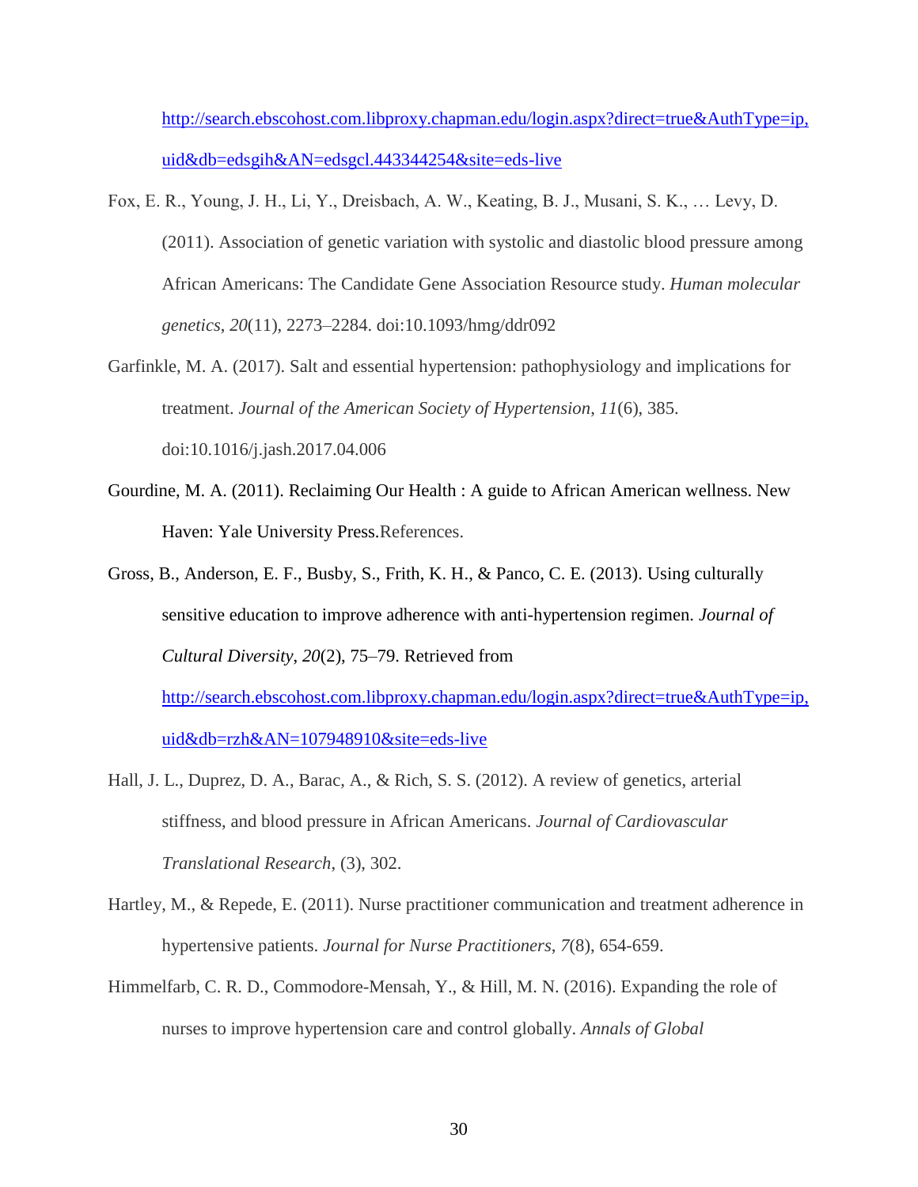http://search.ebscohost.com.libproxy.chapman.edu/login.aspx?direct=true&AuthType=ip,uid&db=edsgih&AN=edsgcl.443344254&site=eds-live

Fox, E. R., Young, J. H., Li, Y., Dreisbach, A. W., Keating, B. J., Musani, S. K., … Levy, D. (2011). Association of genetic variation with systolic and diastolic blood pressure among African Americans: The Candidate Gene Association Resource study. *Human molecular genetics*, *20*(11), 2273–2284. doi:10.1093/hmg/ddr092

Garfinkle, M. A. (2017). Salt and essential hypertension: pathophysiology and implications for treatment. *Journal of the American Society of Hypertension*, *11*(6), 385. doi:10.1016/j.jash.2017.04.006

Gourdine, M. A. (2011). Reclaiming Our Health : A guide to African American wellness. New Haven: Yale University Press.References.

Gross, B., Anderson, E. F., Busby, S., Frith, K. H., & Panco, C. E. (2013). Using culturally sensitive education to improve adherence with anti-hypertension regimen. *Journal of Cultural Diversity*, *20*(2), 75–79. Retrieved from http://search.ebscohost.com.libproxy.chapman.edu/login.aspx?direct=true&AuthType=ip,uid&db=rzh&AN=107948910&site=eds-live

Hall, J. L., Duprez, D. A., Barac, A., & Rich, S. S. (2012). A review of genetics, arterial stiffness, and blood pressure in African Americans. *Journal of Cardiovascular Translational Research*, (3), 302.

Hartley, M., & Repede, E. (2011). Nurse practitioner communication and treatment adherence in hypertensive patients. *Journal for Nurse Practitioners*, *7*(8), 654-659.

Himmelfarb, C. R. D., Commodore-Mensah, Y., & Hill, M. N. (2016). Expanding the role of nurses to improve hypertension care and control globally. *Annals of Global*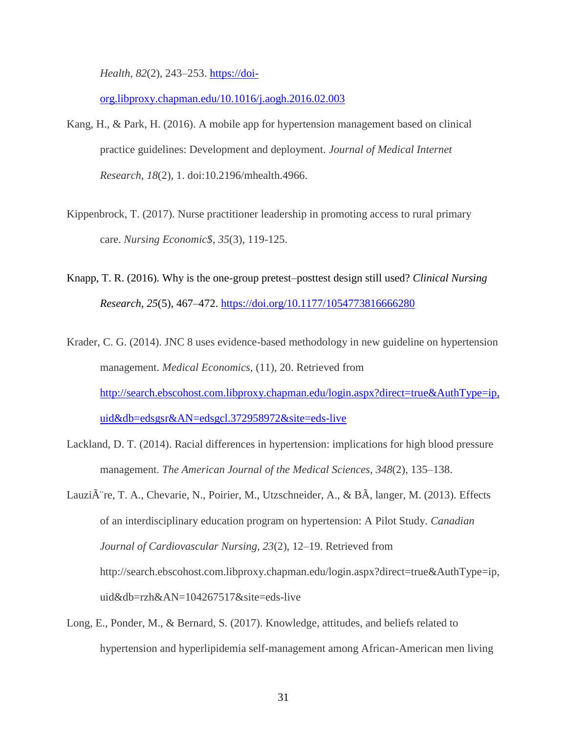*Health*, *82*(2), 243–253. https://doi-org.libproxy.chapman.edu/10.1016/j.aogh.2016.02.003

Kang, H., & Park, H. (2016). A mobile app for hypertension management based on clinical practice guidelines: Development and deployment. *Journal of Medical Internet Research*, *18*(2), 1. doi:10.2196/mhealth.4966.

Kippenbrock, T. (2017). Nurse practitioner leadership in promoting access to rural primary care. *Nursing Economic$*, *35*(3), 119-125.

Knapp, T. R. (2016). Why is the one-group pretest–posttest design still used? *Clinical Nursing Research*, *25*(5), 467–472. https://doi.org/10.1177/1054773816666280

Krader, C. G. (2014). JNC 8 uses evidence-based methodology in new guideline on hypertension management. *Medical Economics*, (11), 20. Retrieved from http://search.ebscohost.com.libproxy.chapman.edu/login.aspx?direct=true&AuthType=ip,uid&db=edsgsr&AN=edsgcl.372958972&site=eds-live

Lackland, D. T. (2014). Racial differences in hypertension: implications for high blood pressure management. *The American Journal of the Medical Sciences*, *348*(2), 135–138.

LauziÃ¨re, T. A., Chevarie, N., Poirier, M., Utzschneider, A., & BÃ, langer, M. (2013). Effects of an interdisciplinary education program on hypertension: A Pilot Study. *Canadian Journal of Cardiovascular Nursing*, *23*(2), 12–19. Retrieved from http://search.ebscohost.com.libproxy.chapman.edu/login.aspx?direct=true&AuthType=ip,uid&db=rzh&AN=104267517&site=eds-live

Long, E., Ponder, M., & Bernard, S. (2017). Knowledge, attitudes, and beliefs related to hypertension and hyperlipidemia self-management among African-American men living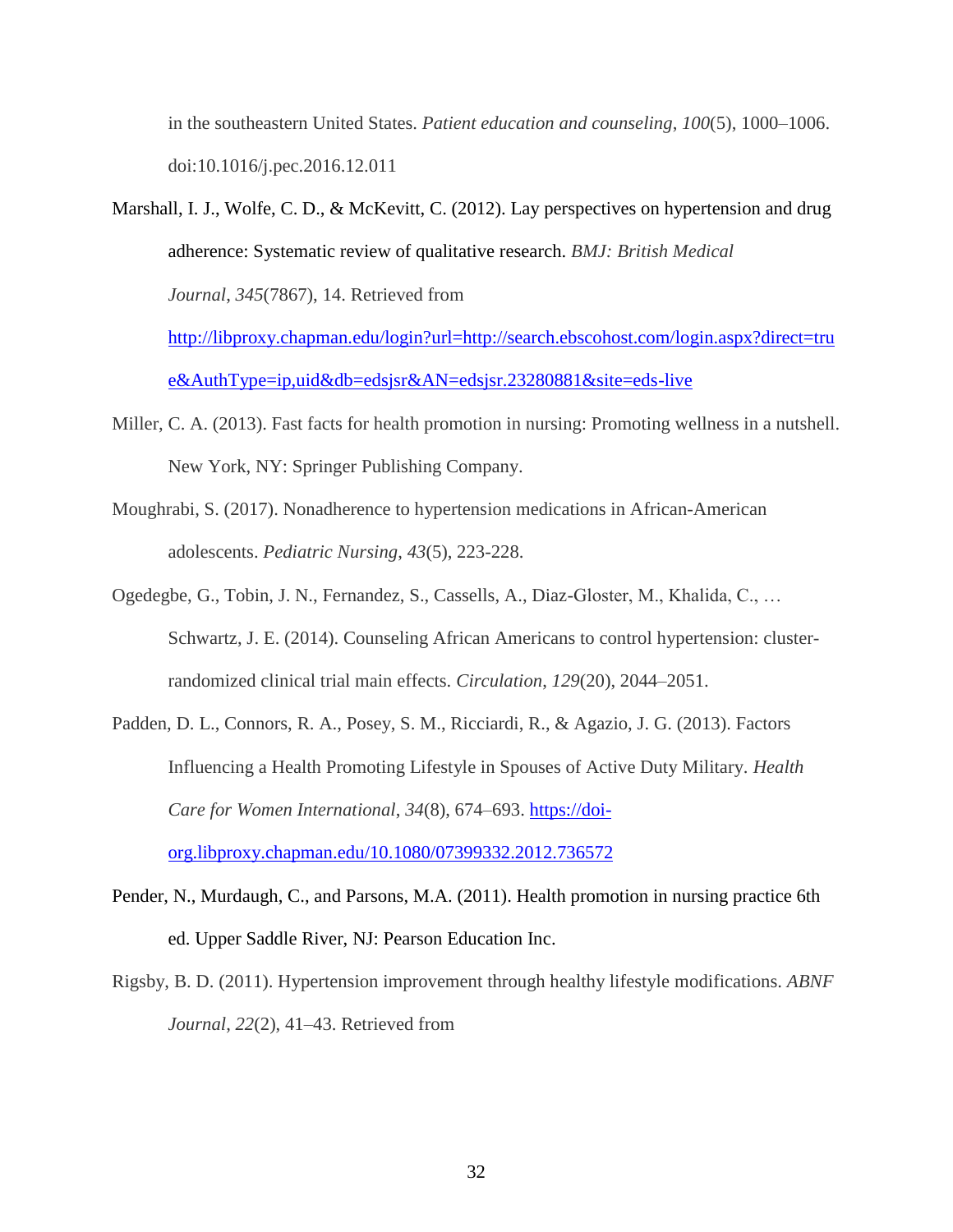in the southeastern United States. *Patient education and counseling*, *100*(5), 1000–1006. doi:10.1016/j.pec.2016.12.011

Marshall, I. J., Wolfe, C. D., & McKevitt, C. (2012). Lay perspectives on hypertension and drug adherence: Systematic review of qualitative research. *BMJ: British Medical Journal*, *345*(7867), 14. Retrieved from http://libproxy.chapman.edu/login?url=http://search.ebscohost.com/login.aspx?direct=true&AuthType=ip,uid&db=edsjsr&AN=edsjsr.23280881&site=eds-live

Miller, C. A. (2013). Fast facts for health promotion in nursing: Promoting wellness in a nutshell. New York, NY: Springer Publishing Company.

Moughrabi, S. (2017). Nonadherence to hypertension medications in African-American adolescents. *Pediatric Nursing*, *43*(5), 223-228.

Ogedegbe, G., Tobin, J. N., Fernandez, S., Cassells, A., Diaz-Gloster, M., Khalida, C., … Schwartz, J. E. (2014). Counseling African Americans to control hypertension: cluster-randomized clinical trial main effects. *Circulation*, *129*(20), 2044–2051.

Padden, D. L., Connors, R. A., Posey, S. M., Ricciardi, R., & Agazio, J. G. (2013). Factors Influencing a Health Promoting Lifestyle in Spouses of Active Duty Military. *Health Care for Women International*, *34*(8), 674–693. https://doi-org.libproxy.chapman.edu/10.1080/07399332.2012.736572

Pender, N., Murdaugh, C., and Parsons, M.A. (2011). Health promotion in nursing practice 6th ed. Upper Saddle River, NJ: Pearson Education Inc.

Rigsby, B. D. (2011). Hypertension improvement through healthy lifestyle modifications. *ABNF Journal*, *22*(2), 41–43. Retrieved from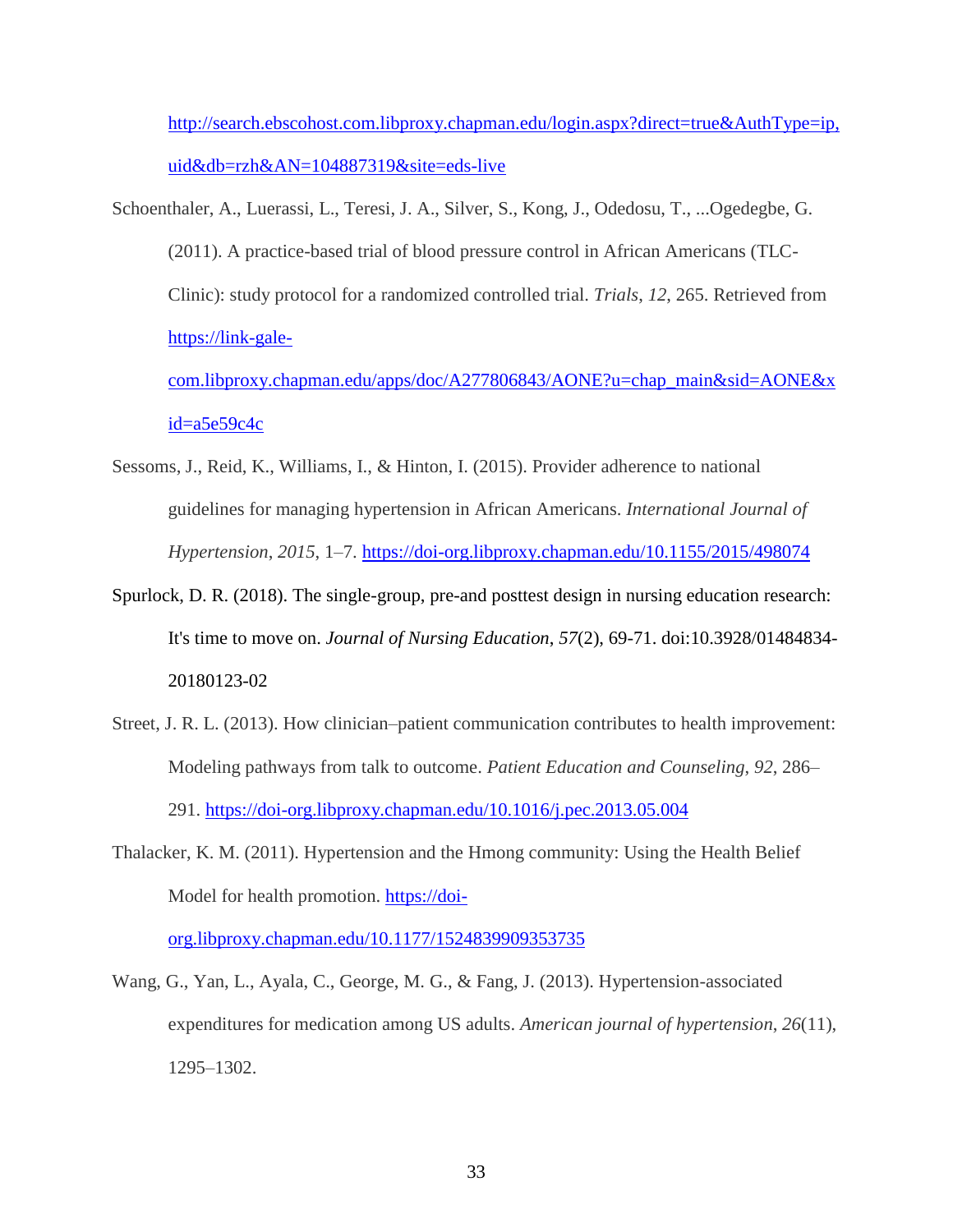http://search.ebscohost.com.libproxy.chapman.edu/login.aspx?direct=true&AuthType=ip,uid&db=rzh&AN=104887319&site=eds-live

Schoenthaler, A., Luerassi, L., Teresi, J. A., Silver, S., Kong, J., Odedosu, T., ...Ogedegbe, G. (2011). A practice-based trial of blood pressure control in African Americans (TLC-Clinic): study protocol for a randomized controlled trial. *Trials*, *12*, 265. Retrieved from https://link-gale-com.libproxy.chapman.edu/apps/doc/A277806843/AONE?u=chap_main&sid=AONE&xid=a5e59c4c

Sessoms, J., Reid, K., Williams, I., & Hinton, I. (2015). Provider adherence to national guidelines for managing hypertension in African Americans. *International Journal of Hypertension*, *2015*, 1–7. https://doi-org.libproxy.chapman.edu/10.1155/2015/498074

Spurlock, D. R. (2018). The single-group, pre-and posttest design in nursing education research: It's time to move on. *Journal of Nursing Education*, *57*(2), 69-71. doi:10.3928/01484834-20180123-02

Street, J. R. L. (2013). How clinician–patient communication contributes to health improvement: Modeling pathways from talk to outcome. *Patient Education and Counseling*, *92*, 286–291. https://doi-org.libproxy.chapman.edu/10.1016/j.pec.2013.05.004

Thalacker, K. M. (2011). Hypertension and the Hmong community: Using the Health Belief Model for health promotion. https://doi-org.libproxy.chapman.edu/10.1177/1524839909353735

Wang, G., Yan, L., Ayala, C., George, M. G., & Fang, J. (2013). Hypertension-associated expenditures for medication among US adults. *American journal of hypertension*, *26*(11), 1295–1302.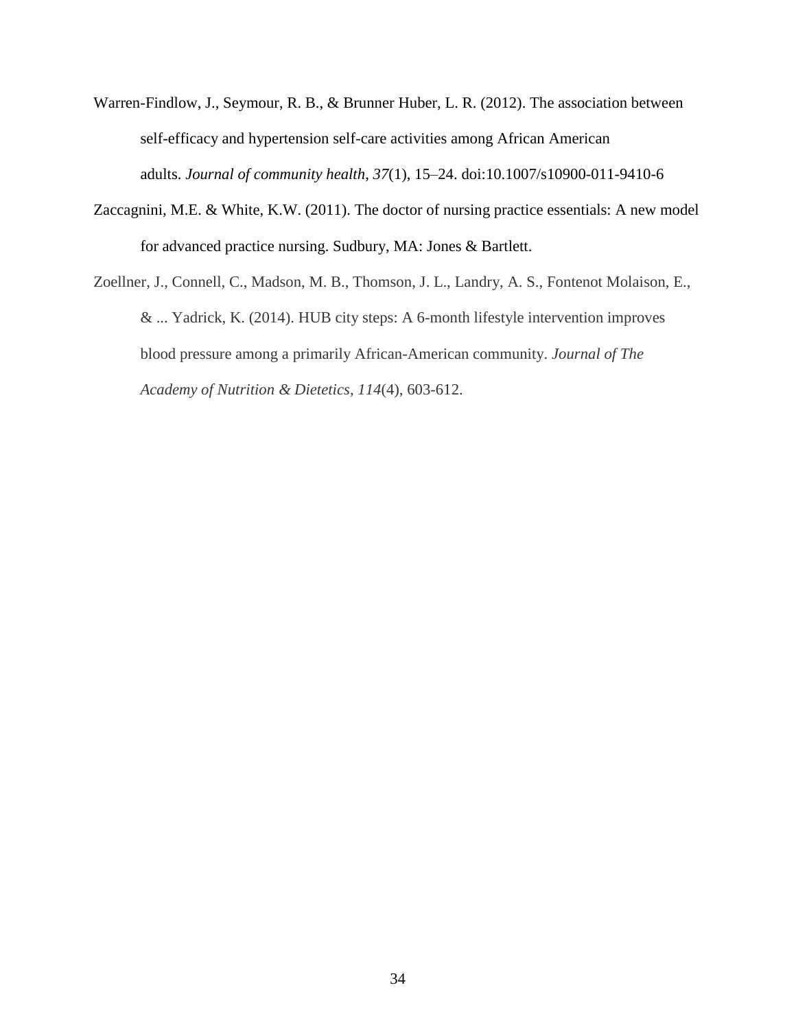Warren-Findlow, J., Seymour, R. B., & Brunner Huber, L. R. (2012). The association between self-efficacy and hypertension self-care activities among African American adults. *Journal of community health*, *37*(1), 15–24. doi:10.1007/s10900-011-9410-6

Zaccagnini, M.E. & White, K.W. (2011). The doctor of nursing practice essentials: A new model for advanced practice nursing. Sudbury, MA: Jones & Bartlett.

Zoellner, J., Connell, C., Madson, M. B., Thomson, J. L., Landry, A. S., Fontenot Molaison, E., & ... Yadrick, K. (2014). HUB city steps: A 6-month lifestyle intervention improves blood pressure among a primarily African-American community. *Journal of The Academy of Nutrition & Dietetics*, *114*(4), 603-612.